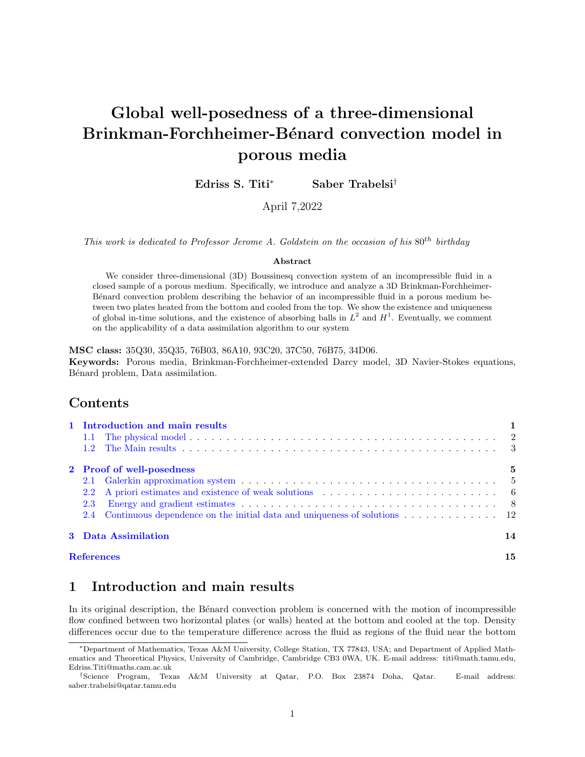# Global well-posedness of a three-dimensional Brinkman-Forchheimer-Bénard convection model in porous media

**Edriss S. Titi*** **Saber Trabelsi†**

April 7,2022

*This work is dedicated to Professor Jerome A. Goldstein on the occasion of his $80^{th}$ birthday*

**Abstract**

We consider three-dimensional (3D) Boussinesq convection system of an incompressible fluid in a closed sample of a porous medium. Specifically, we introduce and analyze a 3D Brinkman-Forchheimer-Bénard convection problem describing the behavior of an incompressible fluid in a porous medium between two plates heated from the bottom and cooled from the top. We show the existence and uniqueness of global in-time solutions, and the existence of absorbing balls in $L^2$ and $H^1$. Eventually, we comment on the applicability of a data assimilation algorithm to our system

**MSC class:** 35Q30, 35Q35, 76B03, 86A10, 93C20, 37C50, 76B75, 34D06.
**Keywords:** Porous media, Brinkman-Forchheimer-extended Darcy model, 3D Navier-Stokes equations, Bénard problem, Data assimilation.

## Contents

- 1 Introduction and main results — 1
  - 1.1 The physical model — 2
  - 1.2 The Main results — 3
- 2 Proof of well-posedness — 5
  - 2.1 Galerkin approximation system — 5
  - 2.2 A priori estimates and existence of weak solutions — 6
  - 2.3 Energy and gradient estimates — 8
  - 2.4 Continuous dependence on the initial data and uniqueness of solutions — 12
- 3 Data Assimilation — 14
- References — 15

## 1 Introduction and main results

In its original description, the Bénard convection problem is concerned with the motion of incompressible flow confined between two horizontal plates (or walls) heated at the bottom and cooled at the top. Density differences occur due to the temperature difference across the fluid as regions of the fluid near the bottom

---

*Department of Mathematics, Texas A&M University, College Station, TX 77843, USA; and Department of Applied Mathematics and Theoretical Physics, University of Cambridge, Cambridge CB3 0WA, UK. E-mail address: titi@math.tamu.edu, Edriss.Titi@maths.cam.ac.uk

†Science Program, Texas A&M University at Qatar, P.O. Box 23874 Doha, Qatar. E-mail address: saber.trabelsi@qatar.tamu.edu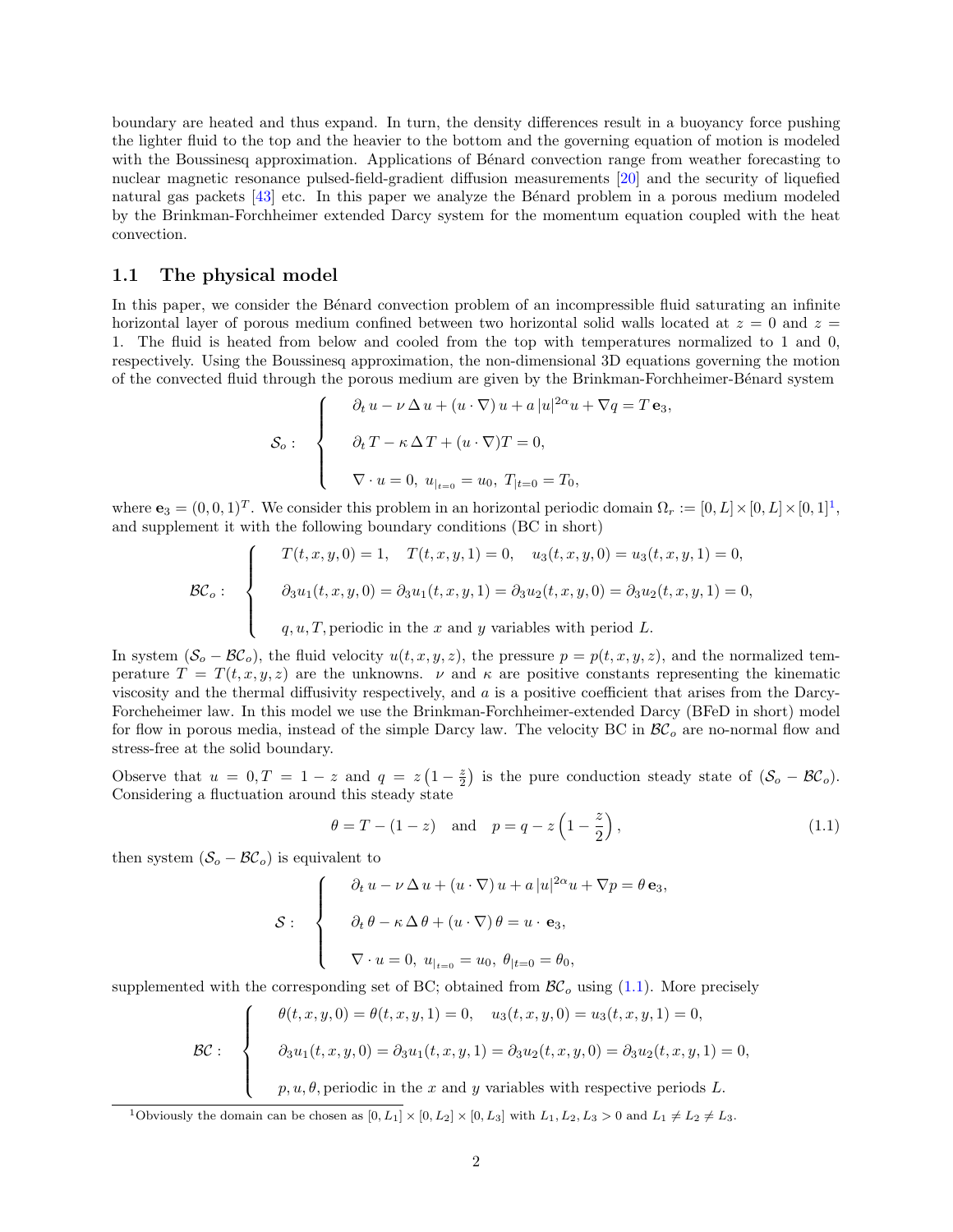boundary are heated and thus expand. In turn, the density differences result in a buoyancy force pushing the lighter fluid to the top and the heavier to the bottom and the governing equation of motion is modeled with the Boussinesq approximation. Applications of Bénard convection range from weather forecasting to nuclear magnetic resonance pulsed-field-gradient diffusion measurements [20] and the security of liquefied natural gas packets [43] etc. In this paper we analyze the Bénard problem in a porous medium modeled by the Brinkman-Forchheimer extended Darcy system for the momentum equation coupled with the heat convection.

### 1.1 The physical model

In this paper, we consider the Bénard convection problem of an incompressible fluid saturating an infinite horizontal layer of porous medium confined between two horizontal solid walls located at $z = 0$ and $z = 1$. The fluid is heated from below and cooled from the top with temperatures normalized to 1 and 0, respectively. Using the Boussinesq approximation, the non-dimensional 3D equations governing the motion of the convected fluid through the porous medium are given by the Brinkman-Forchheimer-Bénard system

$$
\mathcal{S}_o: \quad \begin{cases} \partial_t u - \nu \Delta u + (u \cdot \nabla) u + a |u|^{2\alpha} u + \nabla q = T \mathbf{e}_3, \\[2mm] \partial_t T - \kappa \Delta T + (u \cdot \nabla) T = 0, \\[2mm] \nabla \cdot u = 0, \ u_{|t=0} = u_0, \ T_{|t=0} = T_0, \end{cases}
$$

where $\mathbf{e}_3 = (0,0,1)^T$. We consider this problem in an horizontal periodic domain $\Omega_r := [0,L] \times [0,L] \times [0,1]$[1], and supplement it with the following boundary conditions (BC in short)

$$
\mathcal{BC}_o: \quad \begin{cases} T(t,x,y,0) = 1, \quad T(t,x,y,1) = 0, \quad u_3(t,x,y,0) = u_3(t,x,y,1) = 0, \\[2mm] \partial_3 u_1(t,x,y,0) = \partial_3 u_1(t,x,y,1) = \partial_3 u_2(t,x,y,0) = \partial_3 u_2(t,x,y,1) = 0, \\[2mm] q, u, T, \text{periodic in the } x \text{ and } y \text{ variables with period } L. \end{cases}
$$

In system ($\mathcal{S}_o - \mathcal{BC}_o$), the fluid velocity $u(t,x,y,z)$, the pressure $p = p(t,x,y,z)$, and the normalized temperature $T = T(t,x,y,z)$ are the unknowns. $\nu$ and $\kappa$ are positive constants representing the kinematic viscosity and the thermal diffusivity respectively, and $a$ is a positive coefficient that arises from the Darcy-Forcheheimer law. In this model we use the Brinkman-Forchheimer-extended Darcy (BFeD in short) model for flow in porous media, instead of the simple Darcy law. The velocity BC in $\mathcal{BC}_o$ are no-normal flow and stress-free at the solid boundary.

Observe that $u = 0, T = 1 - z$ and $q = z\left(1 - \frac{z}{2}\right)$ is the pure conduction steady state of ($\mathcal{S}_o - \mathcal{BC}_o$). Considering a fluctuation around this steady state

$$
\theta = T - (1 - z) \quad \text{and} \quad p = q - z\left(1 - \frac{z}{2}\right), \tag{1.1}
$$

then system ($\mathcal{S}_o - \mathcal{BC}_o$) is equivalent to

$$
\mathcal{S}: \quad \begin{cases} \partial_t u - \nu \Delta u + (u \cdot \nabla) u + a |u|^{2\alpha} u + \nabla p = \theta \mathbf{e}_3, \\[2mm] \partial_t \theta - \kappa \Delta \theta + (u \cdot \nabla) \theta = u \cdot \mathbf{e}_3, \\[2mm] \nabla \cdot u = 0, \ u_{|t=0} = u_0, \ \theta_{|t=0} = \theta_0, \end{cases}
$$

supplemented with the corresponding set of BC; obtained from $\mathcal{BC}_o$ using (1.1). More precisely

$$
\mathcal{BC}: \quad \begin{cases} \theta(t,x,y,0) = \theta(t,x,y,1) = 0, \quad u_3(t,x,y,0) = u_3(t,x,y,1) = 0, \\[2mm] \partial_3 u_1(t,x,y,0) = \partial_3 u_1(t,x,y,1) = \partial_3 u_2(t,x,y,0) = \partial_3 u_2(t,x,y,1) = 0, \\[2mm] p, u, \theta, \text{periodic in the } x \text{ and } y \text{ variables with respective periods } L. \end{cases}
$$

[1] Obviously the domain can be chosen as $[0, L_1] \times [0, L_2] \times [0, L_3]$ with $L_1, L_2, L_3 > 0$ and $L_1 \neq L_2 \neq L_3$.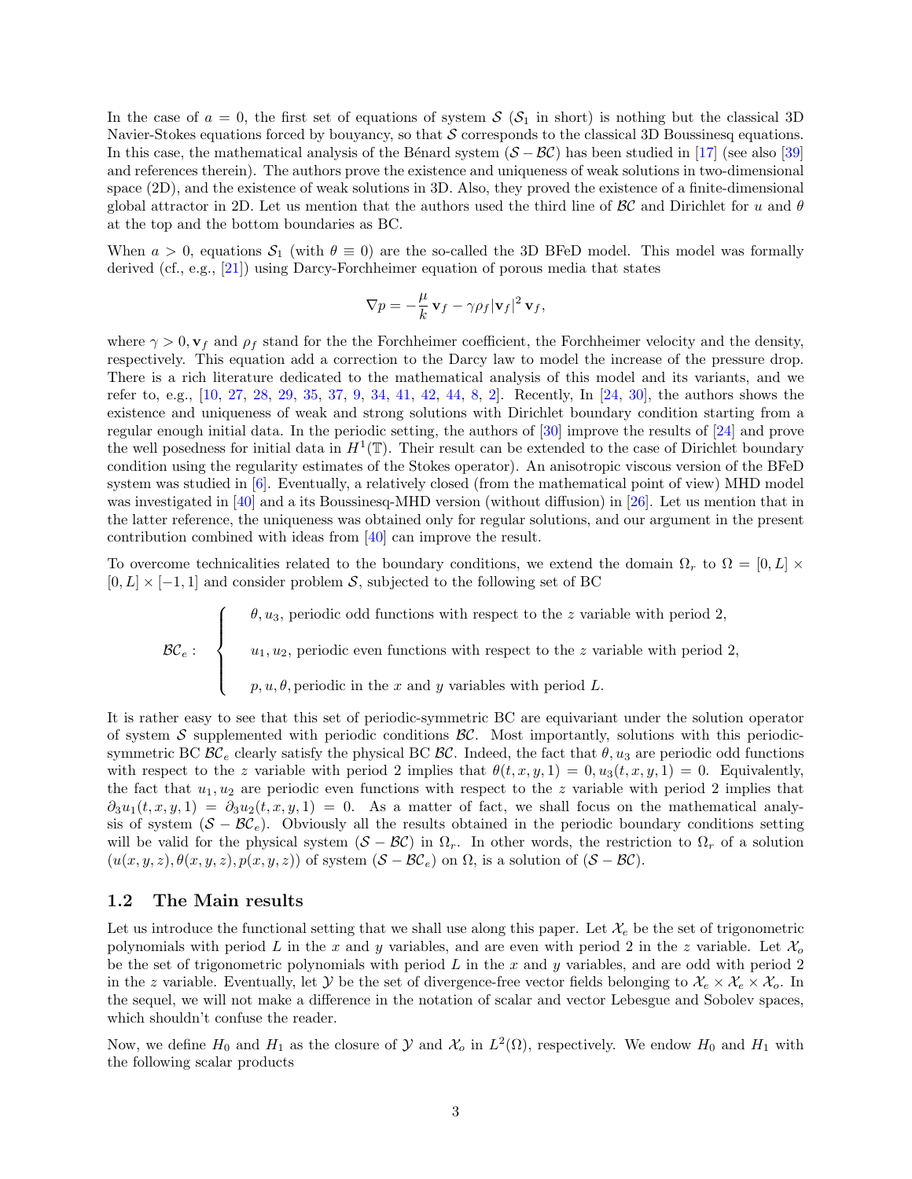In the case of $a = 0$, the first set of equations of system $\mathcal{S}$ ($\mathcal{S}_1$ in short) is nothing but the classical 3D Navier-Stokes equations forced by bouyancy, so that $\mathcal{S}$ corresponds to the classical 3D Boussinesq equations. In this case, the mathematical analysis of the Bénard system ($\mathcal{S} - \mathcal{BC}$) has been studied in [17] (see also [39] and references therein). The authors prove the existence and uniqueness of weak solutions in two-dimensional space (2D), and the existence of weak solutions in 3D. Also, they proved the existence of a finite-dimensional global attractor in 2D. Let us mention that the authors used the third line of $\mathcal{BC}$ and Dirichlet for $u$ and $\theta$ at the top and the bottom boundaries as BC.

When $a > 0$, equations $\mathcal{S}_1$ (with $\theta \equiv 0$) are the so-called the 3D BFeD model. This model was formally derived (cf., e.g., [21]) using Darcy-Forchheimer equation of porous media that states

$$\nabla p = -\frac{\mu}{k}\,\mathbf{v}_f - \gamma \rho_f |\mathbf{v}_f|^2\,\mathbf{v}_f,$$

where $\gamma > 0, \mathbf{v}_f$ and $\rho_f$ stand for the the Forchheimer coefficient, the Forchheimer velocity and the density, respectively. This equation add a correction to the Darcy law to model the increase of the pressure drop. There is a rich literature dedicated to the mathematical analysis of this model and its variants, and we refer to, e.g., [10, 27, 28, 29, 35, 37, 9, 34, 41, 42, 44, 8, 2]. Recently, In [24, 30], the authors shows the existence and uniqueness of weak and strong solutions with Dirichlet boundary condition starting from a regular enough initial data. In the periodic setting, the authors of [30] improve the results of [24] and prove the well posedness for initial data in $H^1(\mathbb{T})$. Their result can be extended to the case of Dirichlet boundary condition using the regularity estimates of the Stokes operator). An anisotropic viscous version of the BFeD system was studied in [6]. Eventually, a relatively closed (from the mathematical point of view) MHD model was investigated in [40] and a its Boussinesq-MHD version (without diffusion) in [26]. Let us mention that in the latter reference, the uniqueness was obtained only for regular solutions, and our argument in the present contribution combined with ideas from [40] can improve the result.

To overcome technicalities related to the boundary conditions, we extend the domain $\Omega_r$ to $\Omega = [0, L] \times [0, L] \times [-1, 1]$ and consider problem $\mathcal{S}$, subjected to the following set of BC

$$\mathcal{BC}_e : \quad \begin{cases} \theta, u_3, \text{ periodic odd functions with respect to the } z \text{ variable with period 2,} \\[2mm] u_1, u_2, \text{ periodic even functions with respect to the } z \text{ variable with period 2,} \\[2mm] p, u, \theta, \text{periodic in the } x \text{ and } y \text{ variables with period } L. \end{cases}$$

It is rather easy to see that this set of periodic-symmetric BC are equivariant under the solution operator of system $\mathcal{S}$ supplemented with periodic conditions $\mathcal{BC}$. Most importantly, solutions with this periodic-symmetric BC $\mathcal{BC}_e$ clearly satisfy the physical BC $\mathcal{BC}$. Indeed, the fact that $\theta, u_3$ are periodic odd functions with respect to the $z$ variable with period 2 implies that $\theta(t, x, y, 1) = 0, u_3(t, x, y, 1) = 0$. Equivalently, the fact that $u_1, u_2$ are periodic even functions with respect to the $z$ variable with period 2 implies that $\partial_3 u_1(t, x, y, 1) = \partial_3 u_2(t, x, y, 1) = 0$. As a matter of fact, we shall focus on the mathematical analysis of system ($\mathcal{S} - \mathcal{BC}_e$). Obviously all the results obtained in the periodic boundary conditions setting will be valid for the physical system ($\mathcal{S} - \mathcal{BC}$) in $\Omega_r$. In other words, the restriction to $\Omega_r$ of a solution $(u(x, y, z), \theta(x, y, z), p(x, y, z))$ of system ($\mathcal{S} - \mathcal{BC}_e$) on $\Omega$, is a solution of ($\mathcal{S} - \mathcal{BC}$).

### 1.2 The Main results

Let us introduce the functional setting that we shall use along this paper. Let $\mathcal{X}_e$ be the set of trigonometric polynomials with period $L$ in the $x$ and $y$ variables, and are even with period 2 in the $z$ variable. Let $\mathcal{X}_o$ be the set of trigonometric polynomials with period $L$ in the $x$ and $y$ variables, and are odd with period 2 in the $z$ variable. Eventually, let $\mathcal{Y}$ be the set of divergence-free vector fields belonging to $\mathcal{X}_e \times \mathcal{X}_e \times \mathcal{X}_o$. In the sequel, we will not make a difference in the notation of scalar and vector Lebesgue and Sobolev spaces, which shouldn't confuse the reader.

Now, we define $H_0$ and $H_1$ as the closure of $\mathcal{Y}$ and $\mathcal{X}_o$ in $L^2(\Omega)$, respectively. We endow $H_0$ and $H_1$ with the following scalar products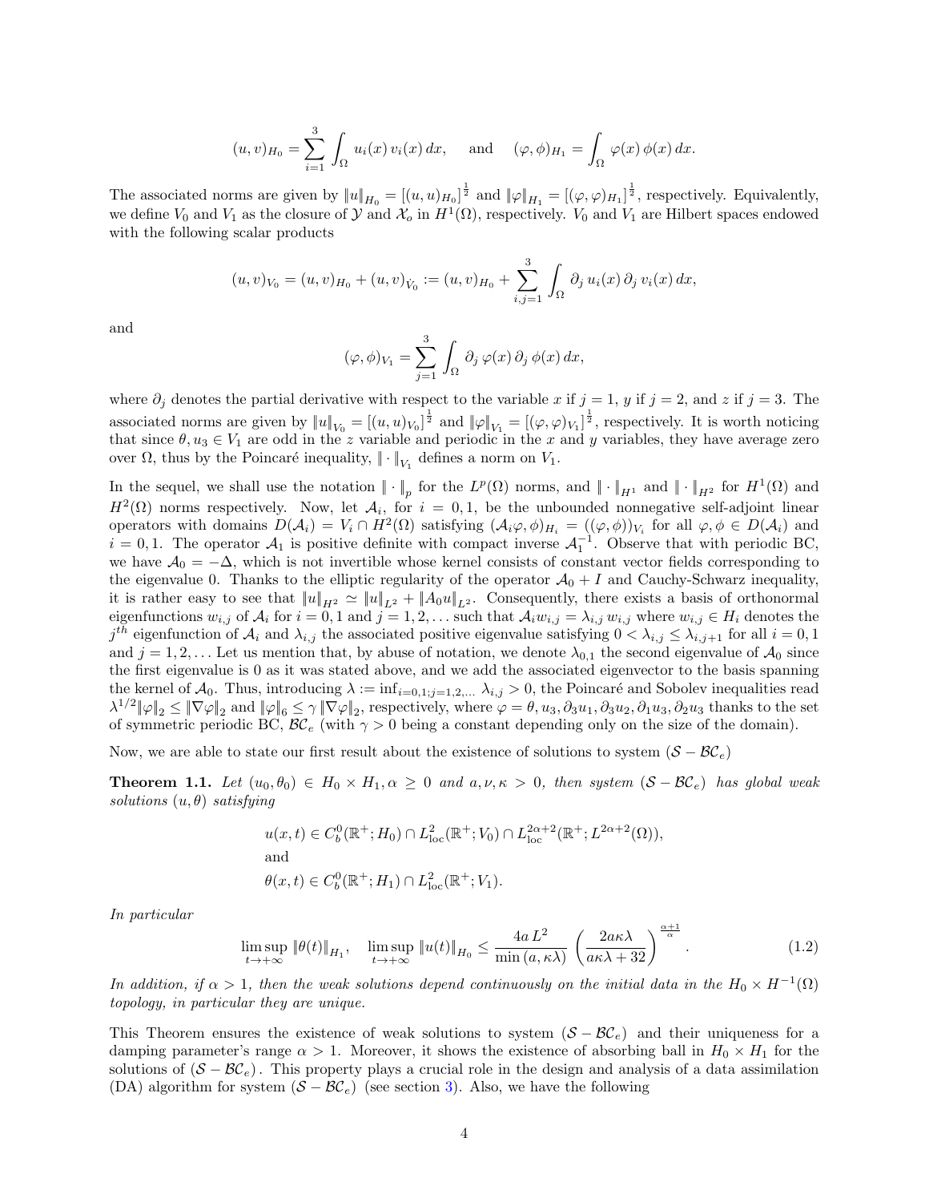$$(u, v)_{H_0} = \sum_{i=1}^{3} \int_{\Omega} u_i(x)\, v_i(x)\, dx, \quad \text{and} \quad (\varphi, \phi)_{H_1} = \int_{\Omega} \varphi(x)\, \phi(x)\, dx.$$

The associated norms are given by $\|u\|_{H_0} = [(u,u)_{H_0}]^{\frac{1}{2}}$ and $\|\varphi\|_{H_1} = [(\varphi,\varphi)_{H_1}]^{\frac{1}{2}}$, respectively. Equivalently, we define $V_0$ and $V_1$ as the closure of $\mathcal{Y}$ and $\mathcal{X}_o$ in $H^1(\Omega)$, respectively. $V_0$ and $V_1$ are Hilbert spaces endowed with the following scalar products

$$(u, v)_{V_0} = (u, v)_{H_0} + (u, v)_{\dot{V}_0} := (u, v)_{H_0} + \sum_{i,j=1}^{3} \int_{\Omega} \partial_j\, u_i(x)\, \partial_j\, v_i(x)\, dx,$$

and

$$(\varphi, \phi)_{V_1} = \sum_{j=1}^{3} \int_{\Omega} \partial_j\, \varphi(x)\, \partial_j\, \phi(x)\, dx,$$

where $\partial_j$ denotes the partial derivative with respect to the variable $x$ if $j = 1$, $y$ if $j = 2$, and $z$ if $j = 3$. The associated norms are given by $\|u\|_{V_0} = [(u,u)_{V_0}]^{\frac{1}{2}}$ and $\|\varphi\|_{V_1} = [(\varphi,\varphi)_{V_1}]^{\frac{1}{2}}$, respectively. It is worth noticing that since $\theta, u_3 \in V_1$ are odd in the $z$ variable and periodic in the $x$ and $y$ variables, they have average zero over $\Omega$, thus by the Poincaré inequality, $\|\cdot\|_{V_1}$ defines a norm on $V_1$.

In the sequel, we shall use the notation $\|\cdot\|_p$ for the $L^p(\Omega)$ norms, and $\|\cdot\|_{H^1}$ and $\|\cdot\|_{H^2}$ for $H^1(\Omega)$ and $H^2(\Omega)$ norms respectively. Now, let $\mathcal{A}_i$, for $i = 0, 1$, be the unbounded nonnegative self-adjoint linear operators with domains $D(\mathcal{A}_i) = V_i \cap H^2(\Omega)$ satisfying $(\mathcal{A}_i\varphi, \phi)_{H_i} = ((\varphi, \phi))_{V_i}$ for all $\varphi, \phi \in D(\mathcal{A}_i)$ and $i = 0, 1$. The operator $\mathcal{A}_1$ is positive definite with compact inverse $\mathcal{A}_1^{-1}$. Observe that with periodic BC, we have $\mathcal{A}_0 = -\Delta$, which is not invertible whose kernel consists of constant vector fields corresponding to the eigenvalue 0. Thanks to the elliptic regularity of the operator $\mathcal{A}_0 + I$ and Cauchy-Schwarz inequality, it is rather easy to see that $\|u\|_{H^2} \simeq \|u\|_{L^2} + \|A_0 u\|_{L^2}$. Consequently, there exists a basis of orthonormal eigenfunctions $w_{i,j}$ of $\mathcal{A}_i$ for $i = 0, 1$ and $j = 1, 2, \ldots$ such that $\mathcal{A}_i w_{i,j} = \lambda_{i,j}\, w_{i,j}$ where $w_{i,j} \in H_i$ denotes the $j^{th}$ eigenfunction of $\mathcal{A}_i$ and $\lambda_{i,j}$ the associated positive eigenvalue satisfying $0 < \lambda_{i,j} \le \lambda_{i,j+1}$ for all $i = 0, 1$ and $j = 1, 2, \ldots$ Let us mention that, by abuse of notation, we denote $\lambda_{0,1}$ the second eigenvalue of $\mathcal{A}_0$ since the first eigenvalue is 0 as it was stated above, and we add the associated eigenvector to the basis spanning the kernel of $\mathcal{A}_0$. Thus, introducing $\lambda := \inf_{i=0,1; j=1,2,\ldots} \lambda_{i,j} > 0$, the Poincaré and Sobolev inequalities read $\lambda^{1/2}\|\varphi\|_2 \le \|\nabla\varphi\|_2$ and $\|\varphi\|_6 \le \gamma\, \|\nabla\varphi\|_2$, respectively, where $\varphi = \theta, u_3, \partial_3 u_1, \partial_3 u_2, \partial_1 u_3, \partial_2 u_3$ thanks to the set of symmetric periodic BC, $\mathcal{BC}_e$ (with $\gamma > 0$ being a constant depending only on the size of the domain).

Now, we are able to state our first result about the existence of solutions to system $(\mathcal{S} - \mathcal{BC}_e)$

**Theorem 1.1.** *Let $(u_0, \theta_0) \in H_0 \times H_1, \alpha \ge 0$ and $a, \nu, \kappa > 0$, then system $(\mathcal{S} - \mathcal{BC}_e)$ has global weak solutions $(u, \theta)$ satisfying*

$$\begin{aligned}
&u(x,t) \in C_b^0(\mathbb{R}^+; H_0) \cap L^2_{\text{loc}}(\mathbb{R}^+; V_0) \cap L^{2\alpha+2}_{\text{loc}}(\mathbb{R}^+; L^{2\alpha+2}(\Omega)),\\
&\text{and}\\
&\theta(x,t) \in C_b^0(\mathbb{R}^+; H_1) \cap L^2_{\text{loc}}(\mathbb{R}^+; V_1).
\end{aligned}$$

*In particular*

$$\limsup_{t\to+\infty} \|\theta(t)\|_{H_1}, \quad \limsup_{t\to+\infty} \|u(t)\|_{H_0} \le \frac{4a\, L^2}{\min(a, \kappa\lambda)} \left(\frac{2a\kappa\lambda}{a\kappa\lambda + 32}\right)^{\frac{\alpha+1}{\alpha}}. \tag{1.2}$$

*In addition, if $\alpha > 1$, then the weak solutions depend continuously on the initial data in the $H_0 \times H^{-1}(\Omega)$ topology, in particular they are unique.*

This Theorem ensures the existence of weak solutions to system $(\mathcal{S} - \mathcal{BC}_e)$ and their uniqueness for a damping parameter's range $\alpha > 1$. Moreover, it shows the existence of absorbing ball in $H_0 \times H_1$ for the solutions of $(\mathcal{S} - \mathcal{BC}_e)$. This property plays a crucial role in the design and analysis of a data assimilation (DA) algorithm for system $(\mathcal{S} - \mathcal{BC}_e)$ (see section 3). Also, we have the following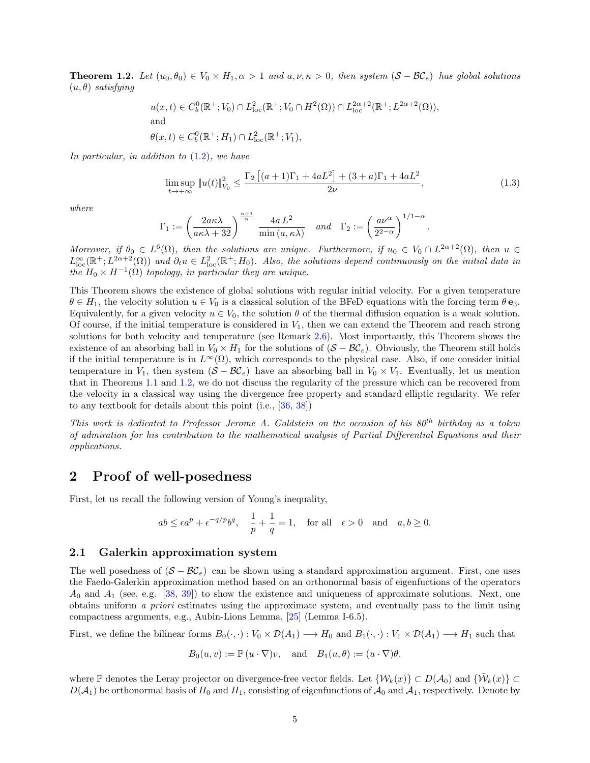**Theorem 1.2.** *Let $(u_0, \theta_0) \in V_0 \times H_1, \alpha > 1$ and $a, \nu, \kappa > 0$, then system $(\mathcal{S} - \mathcal{BC}_e)$ has global solutions $(u, \theta)$ satisfying*

$$
\begin{aligned}
& u(x,t) \in C_b^0(\mathbb{R}^+; V_0) \cap L^2_{\mathrm{loc}}(\mathbb{R}^+; V_0 \cap H^2(\Omega)) \cap L^{2\alpha+2}_{\mathrm{loc}}(\mathbb{R}^+; L^{2\alpha+2}(\Omega)), \\
& \text{and} \\
& \theta(x,t) \in C_b^0(\mathbb{R}^+; H_1) \cap L^2_{\mathrm{loc}}(\mathbb{R}^+; V_1),
\end{aligned}
$$

*In particular, in addition to (1.2), we have*

$$
\limsup_{t \to +\infty} \|u(t)\|^2_{V_0} \leq \frac{\Gamma_2 \left[(a+1)\Gamma_1 + 4aL^2\right] + (3+a)\Gamma_1 + 4aL^2}{2\nu}, \tag{1.3}
$$

*where*

$$
\Gamma_1 := \left( \frac{2a\kappa\lambda}{a\kappa\lambda + 32} \right)^{\frac{\alpha+1}{\alpha}} \frac{4a\,L^2}{\min(a, \kappa\lambda)} \quad \text{and} \quad \Gamma_2 := \left( \frac{a\nu^\alpha}{2^{2-\alpha}} \right)^{1/1-\alpha}.
$$

*Moreover, if $\theta_0 \in L^6(\Omega)$, then the solutions are unique. Furthermore, if $u_0 \in V_0 \cap L^{2\alpha+2}(\Omega)$, then $u \in L^\infty_{\mathrm{loc}}(\mathbb{R}^+; L^{2\alpha+2}(\Omega))$ and $\partial_t u \in L^2_{\mathrm{loc}}(\mathbb{R}^+; H_0)$. Also, the solutions depend continuously on the initial data in the $H_0 \times H^{-1}(\Omega)$ topology, in particular they are unique.*

This Theorem shows the existence of global solutions with regular initial velocity. For a given temperature $\theta \in H_1$, the velocity solution $u \in V_0$ is a classical solution of the BFeD equations with the forcing term $\theta\,\mathbf{e}_3$. Equivalently, for a given velocity $u \in V_0$, the solution $\theta$ of the thermal diffusion equation is a weak solution. Of course, if the initial temperature is considered in $V_1$, then we can extend the Theorem and reach strong solutions for both velocity and temperature (see Remark 2.6). Most importantly, this Theorem shows the existence of an absorbing ball in $V_0 \times H_1$ for the solutions of $(\mathcal{S} - \mathcal{BC}_e)$. Obviously, the Theorem still holds if the initial temperature is in $L^\infty(\Omega)$, which corresponds to the physical case. Also, if one consider initial temperature in $V_1$, then system $(\mathcal{S} - \mathcal{BC}_e)$ have an absorbing ball in $V_0 \times V_1$. Eventually, let us mention that in Theorems 1.1 and 1.2, we do not discuss the regularity of the pressure which can be recovered from the velocity in a classical way using the divergence free property and standard elliptic regularity. We refer to any textbook for details about this point (i.e., [36, 38])

*This work is dedicated to Professor Jerome A. Goldstein on the occasion of his 80th birthday as a token of admiration for his contribution to the mathematical analysis of Partial Differential Equations and their applications.*

## 2 Proof of well-posedness

First, let us recall the following version of Young's inequality,

$$
ab \leq \epsilon a^p + \epsilon^{-q/p} b^q, \quad \frac{1}{p} + \frac{1}{q} = 1, \quad \text{for all} \quad \epsilon > 0 \quad \text{and} \quad a, b \geq 0.
$$

### 2.1 Galerkin approximation system

The well posedness of $(\mathcal{S} - \mathcal{BC}_e)$ can be shown using a standard approximation argument. First, one uses the Faedo-Galerkin approximation method based on an orthonormal basis of eigenfuctions of the operators $A_0$ and $A_1$ (see, e.g. [38, 39]) to show the existence and uniqueness of approximate solutions. Next, one obtains uniform *a priori* estimates using the approximate system, and eventually pass to the limit using compactness arguments, e.g., Aubin-Lions Lemma, [25] (Lemma I-6.5).

First, we define the bilinear forms $B_0(\cdot,\cdot) : V_0 \times \mathcal{D}(A_1) \longrightarrow H_0$ and $B_1(\cdot,\cdot) : V_1 \times \mathcal{D}(A_1) \longrightarrow H_1$ such that

$$
B_0(u, v) := \mathbb{P}\,(u \cdot \nabla)v, \quad \text{and} \quad B_1(u, \theta) := (u \cdot \nabla)\theta.
$$

where $\mathbb{P}$ denotes the Leray projector on divergence-free vector fields. Let $\{\mathcal{W}_k(x)\} \subset D(\mathcal{A}_0)$ and $\{\tilde{\mathcal{W}}_k(x)\} \subset D(\mathcal{A}_1)$ be orthonormal basis of $H_0$ and $H_1$, consisting of eigenfunctions of $\mathcal{A}_0$ and $\mathcal{A}_1$, respectively. Denote by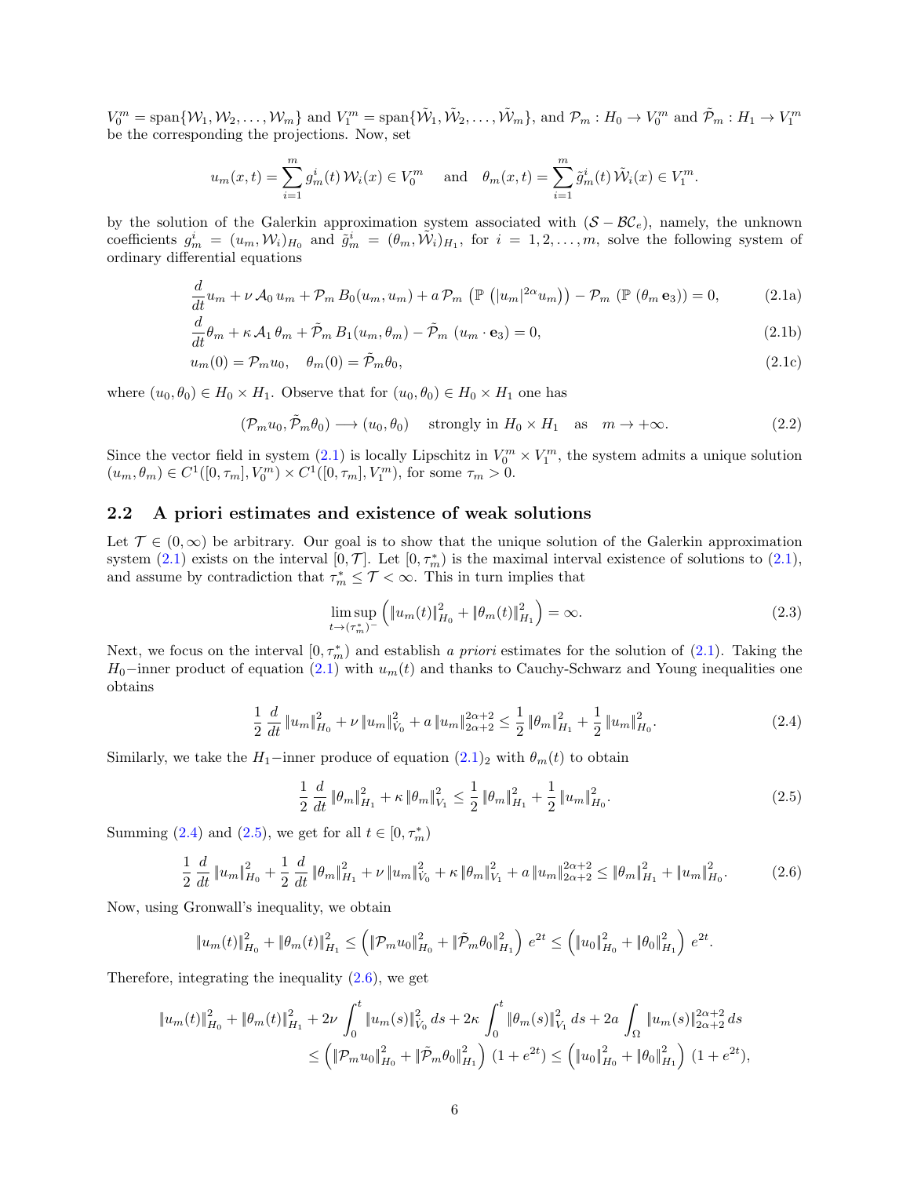$V_0^m = \text{span}\{\mathcal{W}_1, \mathcal{W}_2, \ldots, \mathcal{W}_m\}$ and $V_1^m = \text{span}\{\tilde{\mathcal{W}}_1, \tilde{\mathcal{W}}_2, \ldots, \tilde{\mathcal{W}}_m\}$, and $\mathcal{P}_m : H_0 \to V_0^m$ and $\tilde{\mathcal{P}}_m : H_1 \to V_1^m$ be the corresponding the projections. Now, set

$$u_m(x,t) = \sum_{i=1}^{m} g_m^i(t)\, \mathcal{W}_i(x) \in V_0^m \quad \text{ and } \quad \theta_m(x,t) = \sum_{i=1}^{m} \tilde{g}_m^i(t)\, \tilde{\mathcal{W}}_i(x) \in V_1^m.$$

by the solution of the Galerkin approximation system associated with $(\mathcal{S} - \mathcal{BC}_e)$, namely, the unknown coefficients $g_m^i = (u_m, \mathcal{W}_i)_{H_0}$ and $\tilde{g}_m^i = (\theta_m, \tilde{\mathcal{W}}_i)_{H_1}$, for $i = 1, 2, \ldots, m$, solve the following system of ordinary differential equations

$$\frac{d}{dt} u_m + \nu\, \mathcal{A}_0\, u_m + \mathcal{P}_m\, B_0(u_m, u_m) + a\, \mathcal{P}_m\, \left(\mathbb{P}\left(|u_m|^{2\alpha} u_m\right)\right) - \mathcal{P}_m\, \left(\mathbb{P}\left(\theta_m\, \mathbf{e}_3\right)\right) = 0, \tag{2.1a}$$

$$\frac{d}{dt}\theta_m + \kappa\, \mathcal{A}_1\, \theta_m + \tilde{\mathcal{P}}_m\, B_1(u_m, \theta_m) - \tilde{\mathcal{P}}_m\, \left(u_m \cdot \mathbf{e}_3\right) = 0, \tag{2.1b}$$

$$u_m(0) = \mathcal{P}_m u_0, \quad \theta_m(0) = \tilde{\mathcal{P}}_m \theta_0, \tag{2.1c}$$

where $(u_0, \theta_0) \in H_0 \times H_1$. Observe that for $(u_0, \theta_0) \in H_0 \times H_1$ one has

$$(\mathcal{P}_m u_0, \tilde{\mathcal{P}}_m \theta_0) \longrightarrow (u_0, \theta_0) \quad \text{ strongly in } H_0 \times H_1 \quad \text{as} \quad m \to +\infty. \tag{2.2}$$

Since the vector field in system (2.1) is locally Lipschitz in $V_0^m \times V_1^m$, the system admits a unique solution $(u_m, \theta_m) \in C^1([0, \tau_m], V_0^m) \times C^1([0, \tau_m], V_1^m)$, for some $\tau_m > 0$.

## 2.2 A priori estimates and existence of weak solutions

Let $\mathcal{T} \in (0, \infty)$ be arbitrary. Our goal is to show that the unique solution of the Galerkin approximation system (2.1) exists on the interval $[0, \mathcal{T}]$. Let $[0, \tau_m^*)$ is the maximal interval existence of solutions to (2.1), and assume by contradiction that $\tau_m^* \leq \mathcal{T} < \infty$. This in turn implies that

$$\limsup_{t \to (\tau_m^*)^-} \left( \|u_m(t)\|_{H_0}^2 + \|\theta_m(t)\|_{H_1}^2 \right) = \infty. \tag{2.3}$$

Next, we focus on the interval $[0, \tau_m^*)$ and establish *a priori* estimates for the solution of (2.1). Taking the $H_0-$inner product of equation (2.1) with $u_m(t)$ and thanks to Cauchy-Schwarz and Young inequalities one obtains

$$\frac{1}{2}\, \frac{d}{dt}\, \|u_m\|_{H_0}^2 + \nu\, \|u_m\|_{V_0}^2 + a\, \|u_m\|_{2\alpha+2}^{2\alpha+2} \leq \frac{1}{2}\, \|\theta_m\|_{H_1}^2 + \frac{1}{2}\, \|u_m\|_{H_0}^2. \tag{2.4}$$

Similarly, we take the $H_1-$inner produce of equation $(2.1)_2$ with $\theta_m(t)$ to obtain

$$\frac{1}{2}\, \frac{d}{dt}\, \|\theta_m\|_{H_1}^2 + \kappa\, \|\theta_m\|_{V_1}^2 \leq \frac{1}{2}\, \|\theta_m\|_{H_1}^2 + \frac{1}{2}\, \|u_m\|_{H_0}^2. \tag{2.5}$$

Summing (2.4) and (2.5), we get for all $t \in [0, \tau_m^*)$

$$\frac{1}{2}\, \frac{d}{dt}\, \|u_m\|_{H_0}^2 + \frac{1}{2}\, \frac{d}{dt}\, \|\theta_m\|_{H_1}^2 + \nu\, \|u_m\|_{V_0}^2 + \kappa\, \|\theta_m\|_{V_1}^2 + a\, \|u_m\|_{2\alpha+2}^{2\alpha+2} \leq \|\theta_m\|_{H_1}^2 + \|u_m\|_{H_0}^2. \tag{2.6}$$

Now, using Gronwall's inequality, we obtain

$$\|u_m(t)\|_{H_0}^2 + \|\theta_m(t)\|_{H_1}^2 \leq \left( \|\mathcal{P}_m u_0\|_{H_0}^2 + \|\tilde{\mathcal{P}}_m \theta_0\|_{H_1}^2 \right)\, e^{2t} \leq \left( \|u_0\|_{H_0}^2 + \|\theta_0\|_{H_1}^2 \right)\, e^{2t}.$$

Therefore, integrating the inequality (2.6), we get

$$\begin{aligned}
\|u_m(t)\|_{H_0}^2 + \|\theta_m(t)\|_{H_1}^2 + 2\nu \int_0^t \|u_m(s)\|_{V_0}^2\, ds + 2\kappa \int_0^t \|\theta_m(s)\|_{V_1}^2\, ds + 2a \int_\Omega \|u_m(s)\|_{2\alpha+2}^{2\alpha+2}\, ds \\
\leq \left( \|\mathcal{P}_m u_0\|_{H_0}^2 + \|\tilde{\mathcal{P}}_m \theta_0\|_{H_1}^2 \right)\, (1 + e^{2t}) \leq \left( \|u_0\|_{H_0}^2 + \|\theta_0\|_{H_1}^2 \right)\, (1 + e^{2t}),
\end{aligned}$$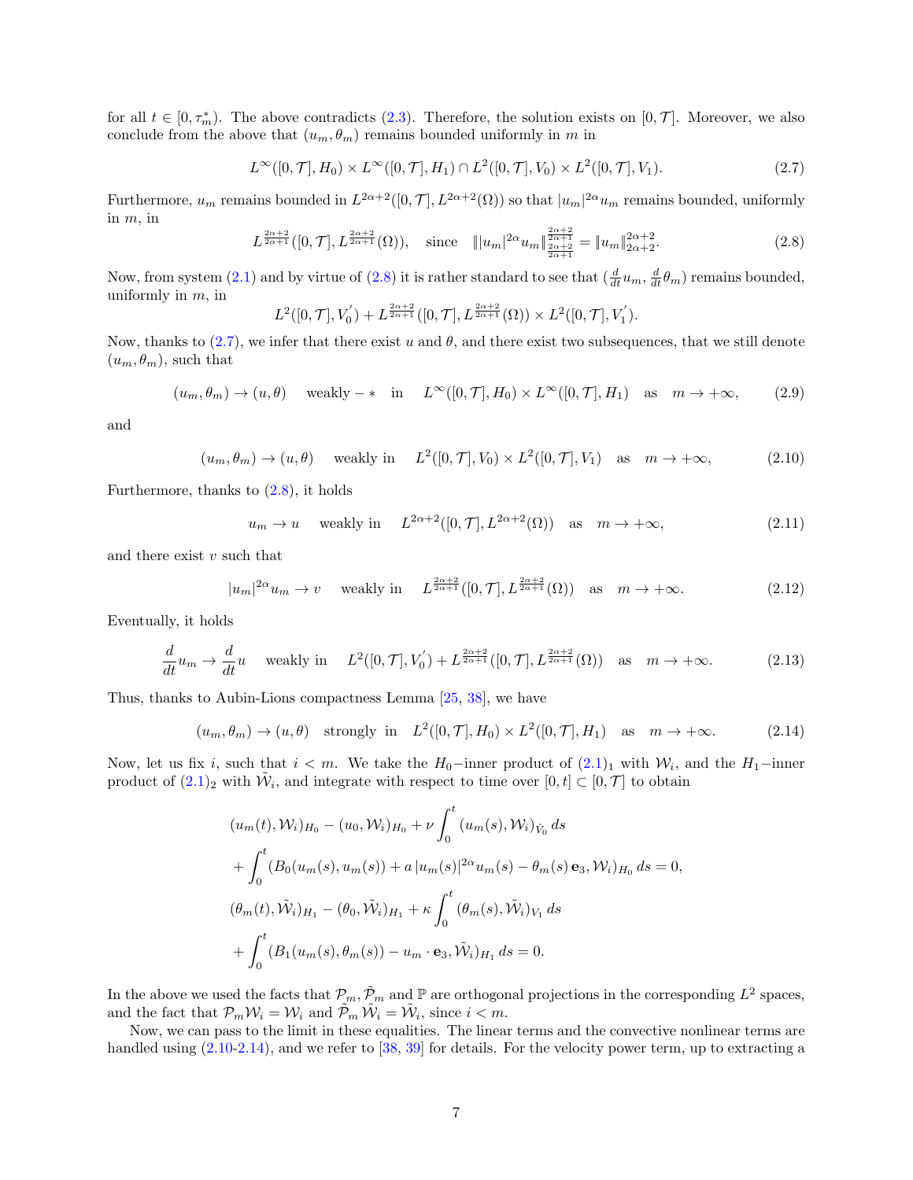for all $t \in [0, \tau_m^*)$. The above contradicts (2.3). Therefore, the solution exists on $[0, \mathcal{T}]$. Moreover, we also conclude from the above that $(u_m, \theta_m)$ remains bounded uniformly in $m$ in

$$
L^\infty([0,\mathcal{T}], H_0) \times L^\infty([0,\mathcal{T}], H_1) \cap L^2([0,\mathcal{T}], V_0) \times L^2([0,\mathcal{T}], V_1). \tag{2.7}
$$

Furthermore, $u_m$ remains bounded in $L^{2\alpha+2}([0,\mathcal{T}], L^{2\alpha+2}(\Omega))$ so that $|u_m|^{2\alpha} u_m$ remains bounded, uniformly in $m$, in

$$
L^{\frac{2\alpha+2}{2\alpha+1}}([0,\mathcal{T}], L^{\frac{2\alpha+2}{2\alpha+1}}(\Omega)), \quad \text{since} \quad \||u_m|^{2\alpha} u_m\|_{\frac{2\alpha+2}{2\alpha+1}}^{\frac{2\alpha+2}{2\alpha+1}} = \|u_m\|_{2\alpha+2}^{2\alpha+2}. \tag{2.8}
$$

Now, from system (2.1) and by virtue of (2.8) it is rather standard to see that $(\frac{d}{dt} u_m, \frac{d}{dt}\theta_m)$ remains bounded, uniformly in $m$, in

$$
L^2([0,\mathcal{T}], V_0^{'}) + L^{\frac{2\alpha+2}{2\alpha+1}}([0,\mathcal{T}], L^{\frac{2\alpha+2}{2\alpha+1}}(\Omega)) \times L^2([0,\mathcal{T}], V_1^{'}).
$$

Now, thanks to (2.7), we infer that there exist $u$ and $\theta$, and there exist two subsequences, that we still denote $(u_m, \theta_m)$, such that

$$
(u_m, \theta_m) \to (u, \theta) \quad \text{weakly} - * \quad \text{in} \quad L^\infty([0,\mathcal{T}], H_0) \times L^\infty([0,\mathcal{T}], H_1) \quad \text{as} \quad m \to +\infty, \tag{2.9}
$$

and

$$
(u_m, \theta_m) \to (u, \theta) \quad \text{weakly in} \quad L^2([0,\mathcal{T}], V_0) \times L^2([0,\mathcal{T}], V_1) \quad \text{as} \quad m \to +\infty, \tag{2.10}
$$

Furthermore, thanks to (2.8), it holds

$$
u_m \to u \quad \text{weakly in} \quad L^{2\alpha+2}([0,\mathcal{T}], L^{2\alpha+2}(\Omega)) \quad \text{as} \quad m \to +\infty, \tag{2.11}
$$

and there exist $v$ such that

$$
|u_m|^{2\alpha} u_m \to v \quad \text{weakly in} \quad L^{\frac{2\alpha+2}{2\alpha+1}}([0,\mathcal{T}], L^{\frac{2\alpha+2}{2\alpha+1}}(\Omega)) \quad \text{as} \quad m \to +\infty. \tag{2.12}
$$

Eventually, it holds

$$
\frac{d}{dt} u_m \to \frac{d}{dt} u \quad \text{weakly in} \quad L^2([0,\mathcal{T}], V_0^{'}) + L^{\frac{2\alpha+2}{2\alpha+1}}([0,\mathcal{T}], L^{\frac{2\alpha+2}{2\alpha+1}}(\Omega)) \quad \text{as} \quad m \to +\infty. \tag{2.13}
$$

Thus, thanks to Aubin-Lions compactness Lemma [25, 38], we have

$$
(u_m, \theta_m) \to (u, \theta) \quad \text{strongly in} \quad L^2([0,\mathcal{T}], H_0) \times L^2([0,\mathcal{T}], H_1) \quad \text{as} \quad m \to +\infty. \tag{2.14}
$$

Now, let us fix $i$, such that $i < m$. We take the $H_0-$inner product of $(2.1)_1$ with $\mathcal{W}_i$, and the $H_1-$inner product of $(2.1)_2$ with $\tilde{\mathcal{W}}_i$, and integrate with respect to time over $[0,t] \subset [0,\mathcal{T}]$ to obtain

$$
\begin{aligned}
&(u_m(t), \mathcal{W}_i)_{H_0} - (u_0, \mathcal{W}_i)_{H_0} + \nu \int_0^t (u_m(s), \mathcal{W}_i)_{\dot{V}_0} \, ds \\
&+ \int_0^t (B_0(u_m(s), u_m(s)) + a\, |u_m(s)|^{2\alpha} u_m(s) - \theta_m(s)\, \mathbf{e}_3, \mathcal{W}_i)_{H_0} \, ds = 0, \\
&(\theta_m(t), \tilde{\mathcal{W}}_i)_{H_1} - (\theta_0, \tilde{\mathcal{W}}_i)_{H_1} + \kappa \int_0^t (\theta_m(s), \tilde{\mathcal{W}}_i)_{V_1} \, ds \\
&+ \int_0^t (B_1(u_m(s), \theta_m(s)) - u_m \cdot \mathbf{e}_3, \tilde{\mathcal{W}}_i)_{H_1} \, ds = 0.
\end{aligned}
$$

In the above we used the facts that $\mathcal{P}_m, \tilde{\mathcal{P}}_m$ and $\mathbb{P}$ are orthogonal projections in the corresponding $L^2$ spaces, and the fact that $\mathcal{P}_m \mathcal{W}_i = \mathcal{W}_i$ and $\tilde{\mathcal{P}}_m \tilde{\mathcal{W}}_i = \tilde{\mathcal{W}}_i$, since $i < m$.

Now, we can pass to the limit in these equalities. The linear terms and the convective nonlinear terms are handled using (2.10-2.14), and we refer to [38, 39] for details. For the velocity power term, up to extracting a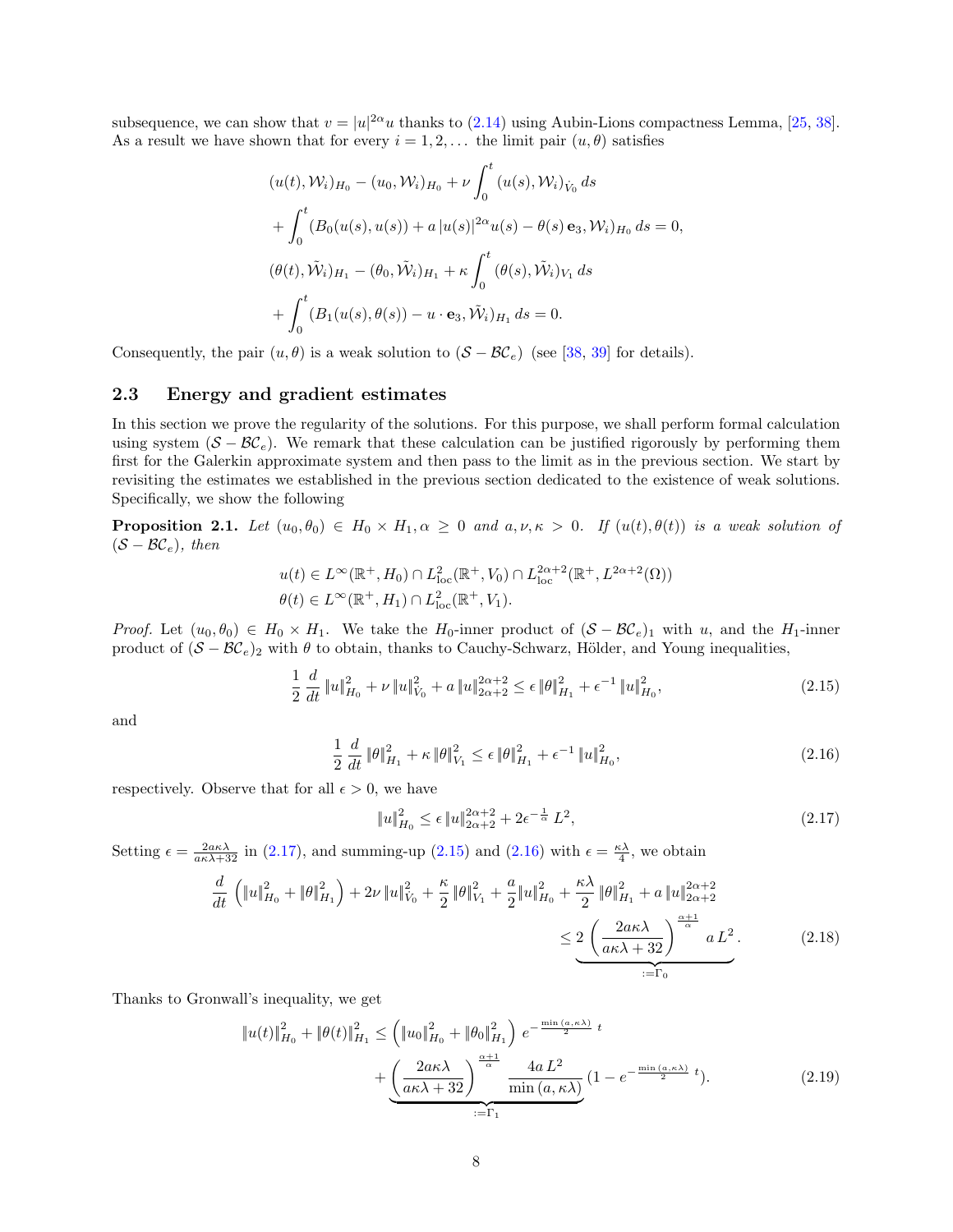subsequence, we can show that $v = |u|^{2\alpha} u$ thanks to (2.14) using Aubin-Lions compactness Lemma, [25, 38]. As a result we have shown that for every $i = 1, 2, \ldots$ the limit pair $(u, \theta)$ satisfies

$$
\begin{aligned}
&(u(t), \mathcal{W}_i)_{H_0} - (u_0, \mathcal{W}_i)_{H_0} + \nu \int_0^t (u(s), \mathcal{W}_i)_{\dot{V}_0} \, ds \\
&+ \int_0^t (B_0(u(s), u(s)) + a\, |u(s)|^{2\alpha} u(s) - \theta(s)\, \mathbf{e}_3, \mathcal{W}_i)_{H_0} \, ds = 0, \\
&(\theta(t), \tilde{\mathcal{W}}_i)_{H_1} - (\theta_0, \tilde{\mathcal{W}}_i)_{H_1} + \kappa \int_0^t (\theta(s), \tilde{\mathcal{W}}_i)_{V_1} \, ds \\
&+ \int_0^t (B_1(u(s), \theta(s)) - u \cdot \mathbf{e}_3, \tilde{\mathcal{W}}_i)_{H_1} \, ds = 0.
\end{aligned}
$$

Consequently, the pair $(u, \theta)$ is a weak solution to $(\mathcal{S} - \mathcal{BC}_e)$ (see [38, 39] for details).

## 2.3 Energy and gradient estimates

In this section we prove the regularity of the solutions. For this purpose, we shall perform formal calculation using system $(\mathcal{S} - \mathcal{BC}_e)$. We remark that these calculation can be justified rigorously by performing them first for the Galerkin approximate system and then pass to the limit as in the previous section. We start by revisiting the estimates we established in the previous section dedicated to the existence of weak solutions. Specifically, we show the following

**Proposition 2.1.** *Let $(u_0, \theta_0) \in H_0 \times H_1, \alpha \geq 0$ and $a, \nu, \kappa > 0$. If $(u(t), \theta(t))$ is a weak solution of $(\mathcal{S} - \mathcal{BC}_e)$, then*

$$
\begin{aligned}
&u(t) \in L^\infty(\mathbb{R}^+, H_0) \cap L^2_{\text{loc}}(\mathbb{R}^+, V_0) \cap L^{2\alpha+2}_{\text{loc}}(\mathbb{R}^+, L^{2\alpha+2}(\Omega)) \\
&\theta(t) \in L^\infty(\mathbb{R}^+, H_1) \cap L^2_{\text{loc}}(\mathbb{R}^+, V_1).
\end{aligned}
$$

*Proof.* Let $(u_0, \theta_0) \in H_0 \times H_1$. We take the $H_0$-inner product of $(\mathcal{S} - \mathcal{BC}_e)_1$ with $u$, and the $H_1$-inner product of $(\mathcal{S} - \mathcal{BC}_e)_2$ with $\theta$ to obtain, thanks to Cauchy-Schwarz, Hölder, and Young inequalities,

$$
\frac{1}{2} \frac{d}{dt} \|u\|_{H_0}^2 + \nu \|u\|_{V_0}^2 + a \|u\|_{2\alpha+2}^{2\alpha+2} \leq \epsilon \|\theta\|_{H_1}^2 + \epsilon^{-1} \|u\|_{H_0}^2, \tag{2.15}
$$

and

$$
\frac{1}{2} \frac{d}{dt} \|\theta\|_{H_1}^2 + \kappa \|\theta\|_{V_1}^2 \leq \epsilon \|\theta\|_{H_1}^2 + \epsilon^{-1} \|u\|_{H_0}^2, \tag{2.16}
$$

respectively. Observe that for all $\epsilon > 0$, we have

$$
\|u\|_{H_0}^2 \leq \epsilon \|u\|_{2\alpha+2}^{2\alpha+2} + 2\epsilon^{-\frac{1}{\alpha}} L^2, \tag{2.17}
$$

Setting $\epsilon = \frac{2a\kappa\lambda}{a\kappa\lambda+32}$ in (2.17), and summing-up (2.15) and (2.16) with $\epsilon = \frac{\kappa\lambda}{4}$, we obtain

$$
\begin{aligned}
\frac{d}{dt} \left( \|u\|_{H_0}^2 + \|\theta\|_{H_1}^2 \right) + 2\nu \|u\|_{V_0}^2 + \frac{\kappa}{2} \|\theta\|_{V_1}^2 + \frac{a}{2} \|u\|_{H_0}^2 + \frac{\kappa\lambda}{2} \|\theta\|_{H_1}^2 + a \|u\|_{2\alpha+2}^{2\alpha+2} \\
\leq \underbrace{2 \left( \frac{2a\kappa\lambda}{a\kappa\lambda + 32} \right)^{\frac{\alpha+1}{\alpha}} a\, L^2}_{:=\Gamma_0}.
\end{aligned} \tag{2.18}
$$

Thanks to Gronwall's inequality, we get

$$
\begin{aligned}
\|u(t)\|_{H_0}^2 + \|\theta(t)\|_{H_1}^2 \leq \left( \|u_0\|_{H_0}^2 + \|\theta_0\|_{H_1}^2 \right) e^{-\frac{\min(a, \kappa\lambda)}{2}\, t} \\
+ \underbrace{\left( \frac{2a\kappa\lambda}{a\kappa\lambda + 32} \right)^{\frac{\alpha+1}{\alpha}} \frac{4a\, L^2}{\min(a, \kappa\lambda)}}_{:=\Gamma_1} (1 - e^{-\frac{\min(a, \kappa\lambda)}{2}\, t}).
\end{aligned} \tag{2.19}
$$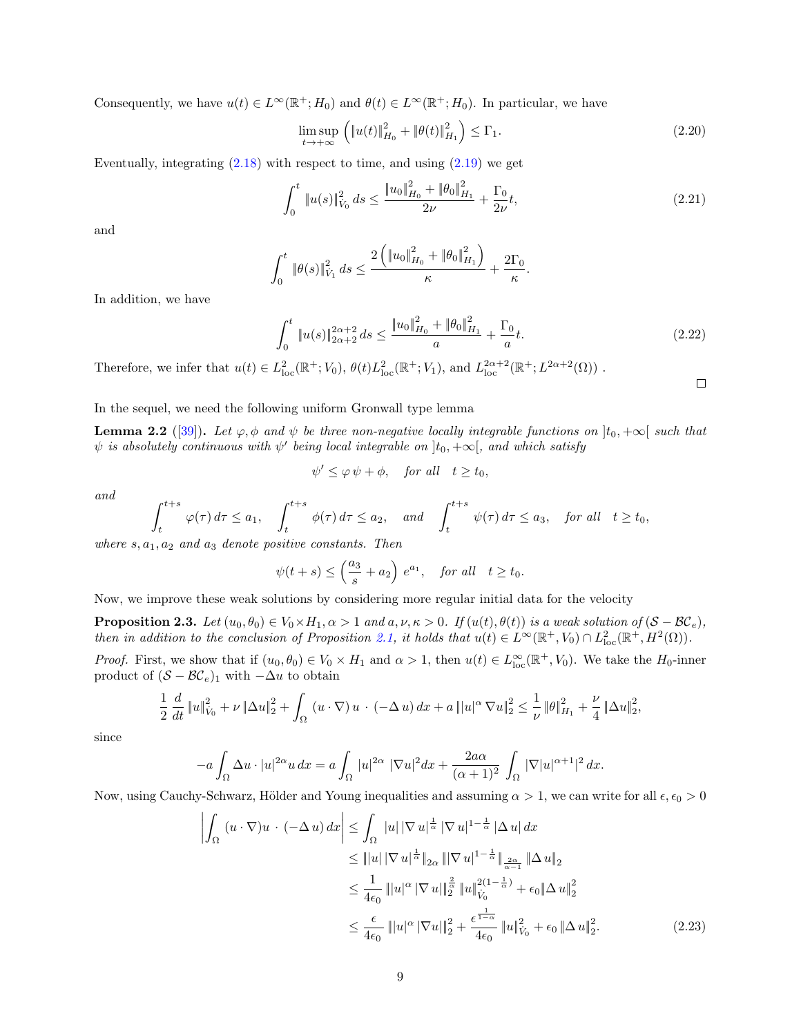Consequently, we have $u(t) \in L^\infty(\mathbb{R}^+; H_0)$ and $\theta(t) \in L^\infty(\mathbb{R}^+; H_0)$. In particular, we have

$$\limsup_{t\to+\infty} \left( \|u(t)\|_{H_0}^2 + \|\theta(t)\|_{H_1}^2 \right) \le \Gamma_1. \tag{2.20}$$

Eventually, integrating (2.18) with respect to time, and using (2.19) we get

$$\int_0^t \|u(s)\|_{\dot V_0}^2 \, ds \le \frac{\|u_0\|_{H_0}^2 + \|\theta_0\|_{H_1}^2}{2\nu} + \frac{\Gamma_0}{2\nu} t, \tag{2.21}$$

and

$$\int_0^t \|\theta(s)\|_{\dot V_1}^2 \, ds \le \frac{2\left(\|u_0\|_{H_0}^2 + \|\theta_0\|_{H_1}^2\right)}{\kappa} + \frac{2\Gamma_0}{\kappa}.$$

In addition, we have

$$\int_0^t \|u(s)\|_{2\alpha+2}^{2\alpha+2} \, ds \le \frac{\|u_0\|_{H_0}^2 + \|\theta_0\|_{H_1}^2}{a} + \frac{\Gamma_0}{a} t. \tag{2.22}$$

Therefore, we infer that $u(t) \in L^2_{\rm loc}(\mathbb{R}^+; V_0)$, $\theta(t) L^2_{\rm loc}(\mathbb{R}^+; V_1)$, and $L^{2\alpha+2}_{\rm loc}(\mathbb{R}^+; L^{2\alpha+2}(\Omega))$ . ◻

In the sequel, we need the following uniform Gronwall type lemma

**Lemma 2.2** ([39]). *Let $\varphi, \phi$ and $\psi$ be three non-negative locally integrable functions on $]t_0, +\infty[$ such that $\psi$ is absolutely continuous with $\psi'$ being local integrable on $]t_0, +\infty[$, and which satisfy*

$$\psi' \le \varphi\, \psi + \phi, \quad \text{for all} \quad t \ge t_0,$$

*and*

$$\int_t^{t+s} \varphi(\tau)\, d\tau \le a_1, \quad \int_t^{t+s} \phi(\tau)\, d\tau \le a_2, \quad \text{and} \quad \int_t^{t+s} \psi(\tau)\, d\tau \le a_3, \quad \text{for all} \quad t \ge t_0,$$

*where $s, a_1, a_2$ and $a_3$ denote positive constants. Then*

$$\psi(t+s) \le \left( \frac{a_3}{s} + a_2 \right) e^{a_1}, \quad \text{for all} \quad t \ge t_0.$$

Now, we improve these weak solutions by considering more regular initial data for the velocity

**Proposition 2.3.** *Let $(u_0, \theta_0) \in V_0 \times H_1, \alpha > 1$ and $a, \nu, \kappa > 0$. If $(u(t), \theta(t))$ is a weak solution of $(\mathcal{S} - \mathcal{BC}_e)$, then in addition to the conclusion of Proposition 2.1, it holds that $u(t) \in L^\infty(\mathbb{R}^+, V_0) \cap L^2_{\rm loc}(\mathbb{R}^+, H^2(\Omega))$.*

*Proof.* First, we show that if $(u_0, \theta_0) \in V_0 \times H_1$ and $\alpha > 1$, then $u(t) \in L^\infty_{\rm loc}(\mathbb{R}^+, V_0)$. We take the $H_0$-inner product of $(\mathcal{S} - \mathcal{BC}_e)_1$ with $-\Delta u$ to obtain

$$\frac{1}{2} \frac{d}{dt} \|u\|_{\dot V_0}^2 + \nu \|\Delta u\|_2^2 + \int_\Omega (u \cdot \nabla)\, u \cdot (-\Delta\, u)\, dx + a\, \||u|^\alpha \nabla u\|_2^2 \le \frac{1}{\nu} \|\theta\|_{H_1}^2 + \frac{\nu}{4} \|\Delta u\|_2^2,$$

since

$$-a \int_\Omega \Delta u \cdot |u|^{2\alpha} u \, dx = a \int_\Omega |u|^{2\alpha} \, |\nabla u|^2 dx + \frac{2a\alpha}{(\alpha+1)^2} \int_\Omega |\nabla |u|^{\alpha+1}|^2 \, dx.$$

Now, using Cauchy-Schwarz, Hölder and Young inequalities and assuming $\alpha > 1$, we can write for all $\epsilon, \epsilon_0 > 0$

$$\begin{aligned}
\left| \int_\Omega (u \cdot \nabla) u \cdot (-\Delta\, u)\, dx \right| &\le \int_\Omega |u|\, |\nabla\, u|^{\frac{1}{\alpha}}\, |\nabla\, u|^{1-\frac{1}{\alpha}}\, |\Delta\, u|\, dx \\
&\le \||u|\, |\nabla\, u|^{\frac{1}{\alpha}}\|_{2\alpha}\, \||\nabla\, u|^{1-\frac{1}{\alpha}}\|_{\frac{2\alpha}{\alpha-1}}\, \|\Delta\, u\|_2 \\
&\le \frac{1}{4\epsilon_0}\, \||u|^\alpha\, |\nabla\, u|\|_2^{\frac{2}{\alpha}}\, \|u\|_{\dot V_0}^{2(1-\frac{1}{\alpha})} + \epsilon_0 \|\Delta\, u\|_2^2 \\
&\le \frac{\epsilon}{4\epsilon_0}\, \||u|^\alpha\, |\nabla u|\|_2^2 + \frac{\epsilon^{\frac{1}{1-\alpha}}}{4\epsilon_0}\, \|u\|_{\dot V_0}^2 + \epsilon_0\, \|\Delta u\|_2^2.
\end{aligned} \tag{2.23}$$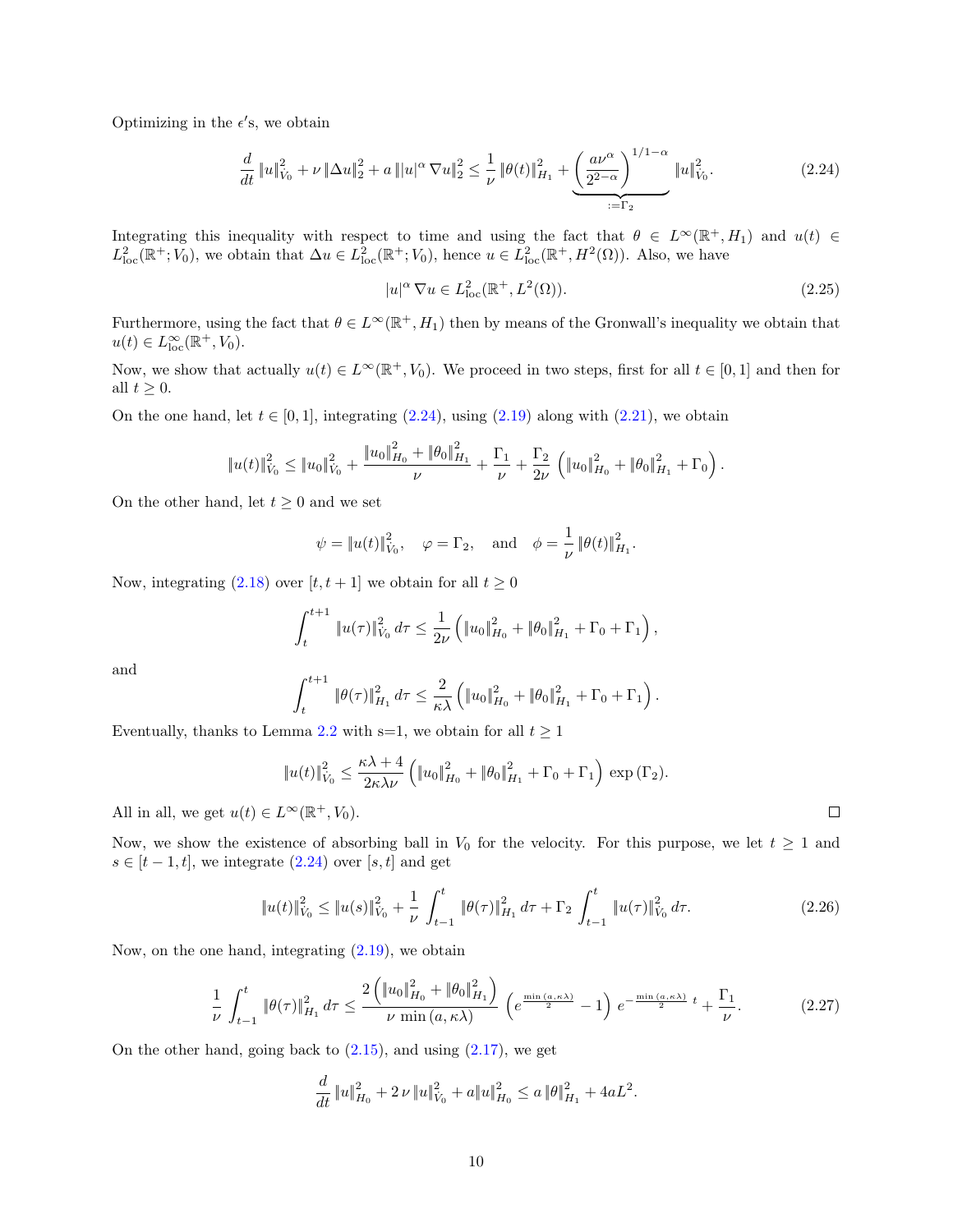Optimizing in the $\epsilon'$s, we obtain

$$
\frac{d}{dt}\|u\|_{V_0}^2 + \nu\|\Delta u\|_2^2 + a\,\||u|^\alpha \nabla u\|_2^2 \leq \frac{1}{\nu}\|\theta(t)\|_{H_1}^2 + \underbrace{\left(\frac{a\nu^\alpha}{2^{2-\alpha}}\right)^{1/1-\alpha}}_{:=\Gamma_2}\|u\|_{V_0}^2. \tag{2.24}
$$

Integrating this inequality with respect to time and using the fact that $\theta \in L^\infty(\mathbb{R}^+, H_1)$ and $u(t) \in L^2_{\text{loc}}(\mathbb{R}^+; V_0)$, we obtain that $\Delta u \in L^2_{\text{loc}}(\mathbb{R}^+; V_0)$, hence $u \in L^2_{\text{loc}}(\mathbb{R}^+, H^2(\Omega))$. Also, we have

$$
|u|^\alpha \nabla u \in L^2_{\text{loc}}(\mathbb{R}^+, L^2(\Omega)). \tag{2.25}
$$

Furthermore, using the fact that $\theta \in L^\infty(\mathbb{R}^+, H_1)$ then by means of the Gronwall's inequality we obtain that $u(t) \in L^\infty_{\text{loc}}(\mathbb{R}^+, V_0)$.

Now, we show that actually $u(t) \in L^\infty(\mathbb{R}^+, V_0)$. We proceed in two steps, first for all $t \in [0,1]$ and then for all $t \geq 0$.

On the one hand, let $t \in [0,1]$, integrating (2.24), using (2.19) along with (2.21), we obtain

$$
\|u(t)\|_{V_0}^2 \leq \|u_0\|_{V_0}^2 + \frac{\|u_0\|_{H_0}^2 + \|\theta_0\|_{H_1}^2}{\nu} + \frac{\Gamma_1}{\nu} + \frac{\Gamma_2}{2\nu}\left(\|u_0\|_{H_0}^2 + \|\theta_0\|_{H_1}^2 + \Gamma_0\right).
$$

On the other hand, let $t \geq 0$ and we set

$$
\psi = \|u(t)\|_{V_0}^2, \quad \varphi = \Gamma_2, \quad \text{and} \quad \phi = \frac{1}{\nu}\|\theta(t)\|_{H_1}^2.
$$

Now, integrating (2.18) over $[t, t+1]$ we obtain for all $t \geq 0$

$$
\int_t^{t+1} \|u(\tau)\|_{V_0}^2 \, d\tau \leq \frac{1}{2\nu}\left(\|u_0\|_{H_0}^2 + \|\theta_0\|_{H_1}^2 + \Gamma_0 + \Gamma_1\right),
$$

and

$$
\int_t^{t+1} \|\theta(\tau)\|_{H_1}^2 \, d\tau \leq \frac{2}{\kappa\lambda}\left(\|u_0\|_{H_0}^2 + \|\theta_0\|_{H_1}^2 + \Gamma_0 + \Gamma_1\right).
$$

Eventually, thanks to Lemma 2.2 with s=1, we obtain for all $t \geq 1$

$$
\|u(t)\|_{V_0}^2 \leq \frac{\kappa\lambda + 4}{2\kappa\lambda\nu}\left(\|u_0\|_{H_0}^2 + \|\theta_0\|_{H_1}^2 + \Gamma_0 + \Gamma_1\right)\exp(\Gamma_2).
$$

All in all, we get $u(t) \in L^\infty(\mathbb{R}^+, V_0)$. $\square$

Now, we show the existence of absorbing ball in $V_0$ for the velocity. For this purpose, we let $t \geq 1$ and $s \in [t-1, t]$, we integrate (2.24) over $[s, t]$ and get

$$
\|u(t)\|_{V_0}^2 \leq \|u(s)\|_{V_0}^2 + \frac{1}{\nu}\int_{t-1}^{t} \|\theta(\tau)\|_{H_1}^2 \, d\tau + \Gamma_2 \int_{t-1}^{t} \|u(\tau)\|_{V_0}^2 \, d\tau. \tag{2.26}
$$

Now, on the one hand, integrating (2.19), we obtain

$$
\frac{1}{\nu}\int_{t-1}^{t} \|\theta(\tau)\|_{H_1}^2 \, d\tau \leq \frac{2\left(\|u_0\|_{H_0}^2 + \|\theta_0\|_{H_1}^2\right)}{\nu\,\min(a, \kappa\lambda)}\left(e^{\frac{\min(a,\kappa\lambda)}{2}} - 1\right)e^{-\frac{\min(a,\kappa\lambda)}{2}\,t} + \frac{\Gamma_1}{\nu}. \tag{2.27}
$$

On the other hand, going back to (2.15), and using (2.17), we get

$$
\frac{d}{dt}\|u\|_{H_0}^2 + 2\,\nu\|u\|_{V_0}^2 + a\|u\|_{H_0}^2 \leq a\,\|\theta\|_{H_1}^2 + 4aL^2.
$$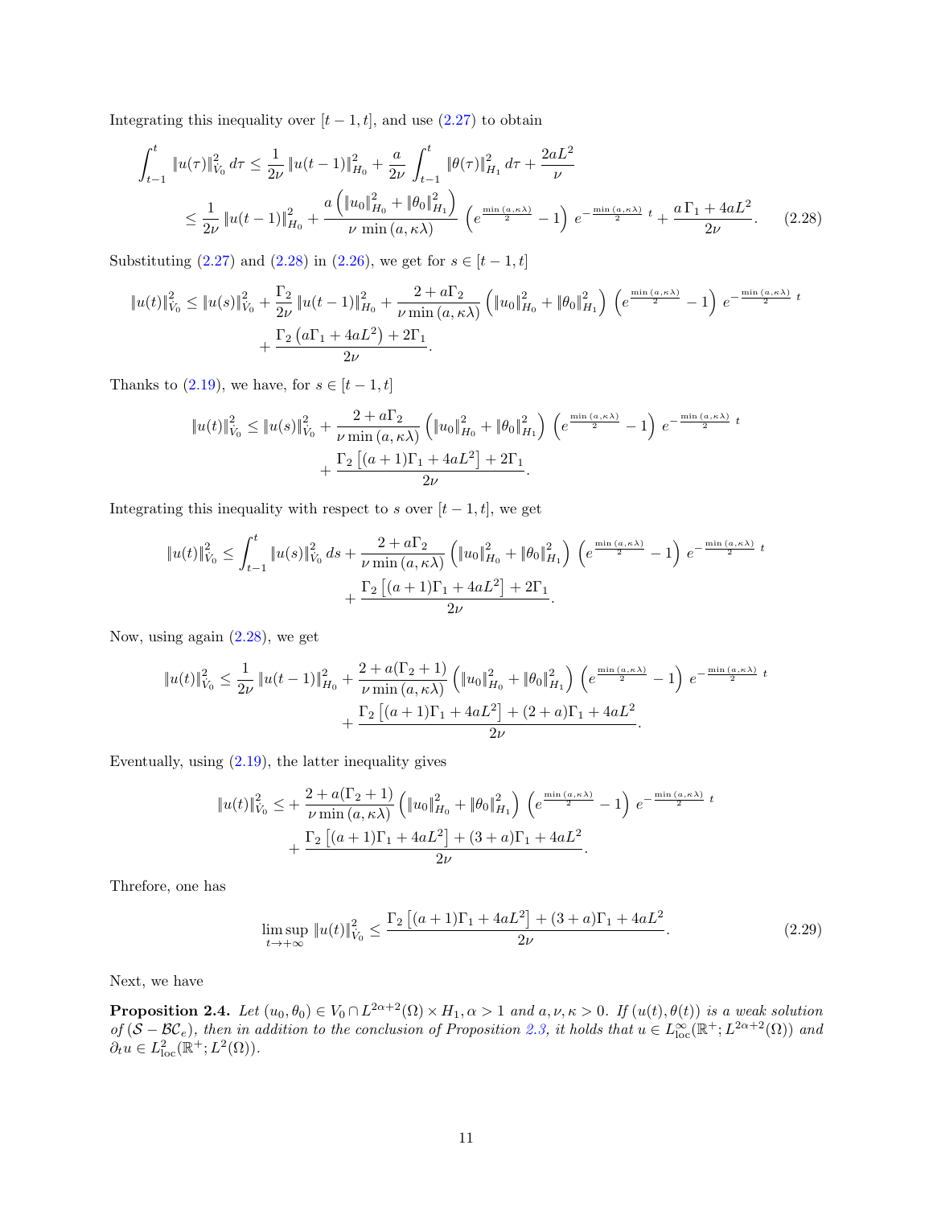Integrating this inequality over $[t-1, t]$, and use (2.27) to obtain

$$
\begin{aligned}
\int_{t-1}^{t} \|u(\tau)\|_{V_0}^2 \, d\tau &\leq \frac{1}{2\nu} \|u(t-1)\|_{H_0}^2 + \frac{a}{2\nu} \int_{t-1}^{t} \|\theta(\tau)\|_{H_1}^2 \, d\tau + \frac{2aL^2}{\nu} \\
&\leq \frac{1}{2\nu} \|u(t-1)\|_{H_0}^2 + \frac{a\left(\|u_0\|_{H_0}^2 + \|\theta_0\|_{H_1}^2\right)}{\nu \min(a, \kappa\lambda)} \left(e^{\frac{\min(a,\kappa\lambda)}{2}} - 1\right) e^{-\frac{\min(a,\kappa\lambda)}{2} t} + \frac{a\,\Gamma_1 + 4aL^2}{2\nu}. \qquad (2.28)
\end{aligned}
$$

Substituting (2.27) and (2.28) in (2.26), we get for $s \in [t-1, t]$

$$
\begin{aligned}
\|u(t)\|_{V_0}^2 \leq \|u(s)\|_{V_0}^2 &+ \frac{\Gamma_2}{2\nu} \|u(t-1)\|_{H_0}^2 + \frac{2 + a\Gamma_2}{\nu \min(a, \kappa\lambda)} \left(\|u_0\|_{H_0}^2 + \|\theta_0\|_{H_1}^2\right) \left(e^{\frac{\min(a,\kappa\lambda)}{2}} - 1\right) e^{-\frac{\min(a,\kappa\lambda)}{2} t} \\
&+ \frac{\Gamma_2\left(a\Gamma_1 + 4aL^2\right) + 2\Gamma_1}{2\nu}.
\end{aligned}
$$

Thanks to (2.19), we have, for $s \in [t-1, t]$

$$
\begin{aligned}
\|u(t)\|_{V_0}^2 \leq \|u(s)\|_{V_0}^2 &+ \frac{2 + a\Gamma_2}{\nu \min(a, \kappa\lambda)} \left(\|u_0\|_{H_0}^2 + \|\theta_0\|_{H_1}^2\right) \left(e^{\frac{\min(a,\kappa\lambda)}{2}} - 1\right) e^{-\frac{\min(a,\kappa\lambda)}{2} t} \\
&+ \frac{\Gamma_2\left[(a+1)\Gamma_1 + 4aL^2\right] + 2\Gamma_1}{2\nu}.
\end{aligned}
$$

Integrating this inequality with respect to $s$ over $[t-1, t]$, we get

$$
\begin{aligned}
\|u(t)\|_{V_0}^2 \leq \int_{t-1}^{t} \|u(s)\|_{V_0}^2 \, ds &+ \frac{2 + a\Gamma_2}{\nu \min(a, \kappa\lambda)} \left(\|u_0\|_{H_0}^2 + \|\theta_0\|_{H_1}^2\right) \left(e^{\frac{\min(a,\kappa\lambda)}{2}} - 1\right) e^{-\frac{\min(a,\kappa\lambda)}{2} t} \\
&+ \frac{\Gamma_2\left[(a+1)\Gamma_1 + 4aL^2\right] + 2\Gamma_1}{2\nu}.
\end{aligned}
$$

Now, using again (2.28), we get

$$
\begin{aligned}
\|u(t)\|_{V_0}^2 \leq \frac{1}{2\nu} \|u(t-1)\|_{H_0}^2 &+ \frac{2 + a(\Gamma_2 + 1)}{\nu \min(a, \kappa\lambda)} \left(\|u_0\|_{H_0}^2 + \|\theta_0\|_{H_1}^2\right) \left(e^{\frac{\min(a,\kappa\lambda)}{2}} - 1\right) e^{-\frac{\min(a,\kappa\lambda)}{2} t} \\
&+ \frac{\Gamma_2\left[(a+1)\Gamma_1 + 4aL^2\right] + (2+a)\Gamma_1 + 4aL^2}{2\nu}.
\end{aligned}
$$

Eventually, using (2.19), the latter inequality gives

$$
\begin{aligned}
\|u(t)\|_{V_0}^2 \leq &+ \frac{2 + a(\Gamma_2 + 1)}{\nu \min(a, \kappa\lambda)} \left(\|u_0\|_{H_0}^2 + \|\theta_0\|_{H_1}^2\right) \left(e^{\frac{\min(a,\kappa\lambda)}{2}} - 1\right) e^{-\frac{\min(a,\kappa\lambda)}{2} t} \\
&+ \frac{\Gamma_2\left[(a+1)\Gamma_1 + 4aL^2\right] + (3+a)\Gamma_1 + 4aL^2}{2\nu}.
\end{aligned}
$$

Threfore, one has

$$
\limsup_{t \to +\infty} \|u(t)\|_{V_0}^2 \leq \frac{\Gamma_2\left[(a+1)\Gamma_1 + 4aL^2\right] + (3+a)\Gamma_1 + 4aL^2}{2\nu}. \qquad (2.29)
$$

Next, we have

**Proposition 2.4.** *Let $(u_0, \theta_0) \in V_0 \cap L^{2\alpha+2}(\Omega) \times H_1, \alpha > 1$ and $a, \nu, \kappa > 0$. If $(u(t), \theta(t))$ is a weak solution of $(\mathcal{S} - \mathcal{BC}_e)$, then in addition to the conclusion of Proposition 2.3, it holds that $u \in L^{\infty}_{\mathrm{loc}}(\mathbb{R}^+; L^{2\alpha+2}(\Omega))$ and $\partial_t u \in L^2_{\mathrm{loc}}(\mathbb{R}^+; L^2(\Omega))$.*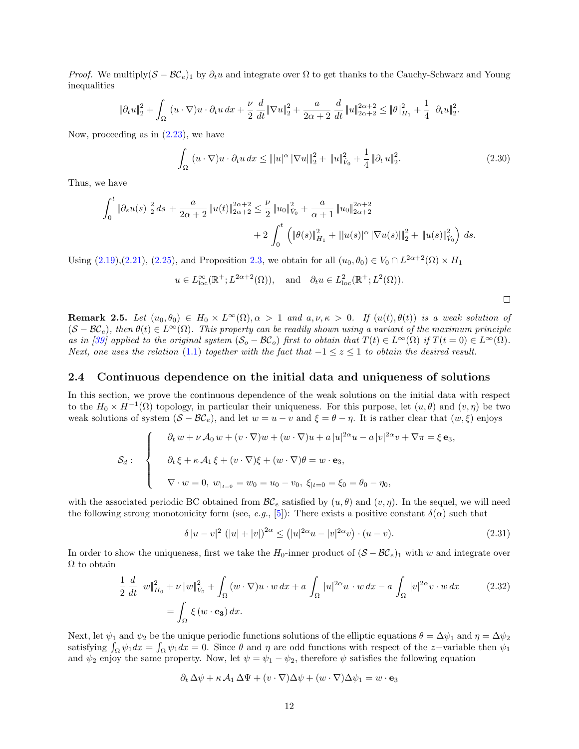*Proof.* We multiply$(\mathcal{S}-\mathcal{BC}_e)_1$ by $\partial_t u$ and integrate over $\Omega$ to get thanks to the Cauchy-Schwarz and Young inequalities

$$\|\partial_t u\|_2^2 + \int_\Omega (u\cdot\nabla)u\cdot\partial_t u\,dx + \frac{\nu}{2}\frac{d}{dt}\|\nabla u\|_2^2 + \frac{a}{2\alpha+2}\frac{d}{dt}\|u\|_{2\alpha+2}^{2\alpha+2} \le \|\theta\|_{H_1}^2 + \frac{1}{4}\|\partial_t u\|_2^2.$$

Now, proceeding as in (2.23), we have

$$\int_\Omega (u\cdot\nabla)u\cdot\partial_t u\,dx \le \||u|^\alpha\,|\nabla u|\|_2^2 + \|u\|_{V_0}^2 + \frac{1}{4}\|\partial_t u\|_2^2. \tag{2.30}$$

Thus, we have

$$\begin{aligned}\int_0^t \|\partial_s u(s)\|_2^2\,ds + \frac{a}{2\alpha+2}\|u(t)\|_{2\alpha+2}^{2\alpha+2} &\le \frac{\nu}{2}\|u_0\|_{V_0}^2 + \frac{a}{\alpha+1}\|u_0\|_{2\alpha+2}^{2\alpha+2}\\ &\quad + 2\int_0^t \left(\|\theta(s)\|_{H_1}^2 + \||u(s)|^\alpha\,|\nabla u(s)|\|_2^2 + \|u(s)\|_{V_0}^2\right)ds.\end{aligned}$$

Using (2.19),(2.21), (2.25), and Proposition 2.3, we obtain for all $(u_0,\theta_0)\in V_0\cap L^{2\alpha+2}(\Omega)\times H_1$

$$u\in L^\infty_{\rm loc}(\mathbb{R}^+;L^{2\alpha+2}(\Omega)), \quad \text{and} \quad \partial_t u\in L^2_{\rm loc}(\mathbb{R}^+;L^2(\Omega)).$$

□

**Remark 2.5.** *Let $(u_0,\theta_0)\in H_0\times L^\infty(\Omega), \alpha>1$ and $a,\nu,\kappa>0$. If $(u(t),\theta(t))$ is a weak solution of $(\mathcal{S}-\mathcal{BC}_e)$, then $\theta(t)\in L^\infty(\Omega)$. This property can be readily shown using a variant of the maximum principle as in [39] applied to the original system $(\mathcal{S}_o-\mathcal{BC}_o)$ first to obtain that $T(t)\in L^\infty(\Omega)$ if $T(t=0)\in L^\infty(\Omega)$. Next, one uses the relation (1.1) together with the fact that $-1\le z\le 1$ to obtain the desired result.*

## 2.4 Continuous dependence on the initial data and uniqueness of solutions

In this section, we prove the continuous dependence of the weak solutions on the initial data with respect to the $H_0\times H^{-1}(\Omega)$ topology, in particular their uniqueness. For this purpose, let $(u,\theta)$ and $(v,\eta)$ be two weak solutions of system $(\mathcal{S}-\mathcal{BC}_e)$, and let $w=u-v$ and $\xi=\theta-\eta$. It is rather clear that $(w,\xi)$ enjoys

$$\mathcal{S}_d:\quad\left\{\begin{aligned}&\partial_t w + \nu\,\mathcal{A}_0\,w + (v\cdot\nabla)w + (w\cdot\nabla)u + a\,|u|^{2\alpha}u - a\,|v|^{2\alpha}v + \nabla\pi = \xi\,\mathbf{e}_3,\\ &\partial_t\xi + \kappa\,\mathcal{A}_1\,\xi + (v\cdot\nabla)\xi + (w\cdot\nabla)\theta = w\cdot\mathbf{e}_3,\\ &\nabla\cdot w = 0,\ w_{|t=0} = w_0 = u_0 - v_0,\ \xi_{|t=0} = \xi_0 = \theta_0 - \eta_0,\end{aligned}\right.$$

with the associated periodic BC obtained from $\mathcal{BC}_e$ satisfied by $(u,\theta)$ and $(v,\eta)$. In the sequel, we will need the following strong monotonicity form (see, *e.g.*, [5]): There exists a positive constant $\delta(\alpha)$ such that

$$\delta\,|u-v|^2\,(|u|+|v|)^{2\alpha} \le \left(|u|^{2\alpha}u - |v|^{2\alpha}v\right)\cdot(u-v). \tag{2.31}$$

In order to show the uniqueness, first we take the $H_0$-inner product of $(\mathcal{S}-\mathcal{BC}_e)_1$ with $w$ and integrate over $\Omega$ to obtain

$$\begin{aligned}\frac{1}{2}\frac{d}{dt}\|w\|_{H_0}^2 + \nu\,\|w\|_{V_0}^2 + \int_\Omega (w\cdot\nabla)u\cdot w\,dx + a\int_\Omega |u|^{2\alpha}u\cdot w\,dx - a\int_\Omega |v|^{2\alpha}v\cdot w\,dx \\ = \int_\Omega \xi\,(w\cdot\mathbf{e_3})\,dx.\end{aligned} \tag{2.32}$$

Next, let $\psi_1$ and $\psi_2$ be the unique periodic functions solutions of the elliptic equations $\theta=\Delta\psi_1$ and $\eta=\Delta\psi_2$ satisfying $\int_\Omega\psi_1 dx = \int_\Omega\psi_1 dx = 0$. Since $\theta$ and $\eta$ are odd functions with respect of the $z-$variable then $\psi_1$ and $\psi_2$ enjoy the same property. Now, let $\psi=\psi_1-\psi_2$, therefore $\psi$ satisfies the following equation

$$\partial_t\,\Delta\psi + \kappa\,\mathcal{A}_1\,\Delta\Psi + (v\cdot\nabla)\Delta\psi + (w\cdot\nabla)\Delta\psi_1 = w\cdot\mathbf{e}_3$$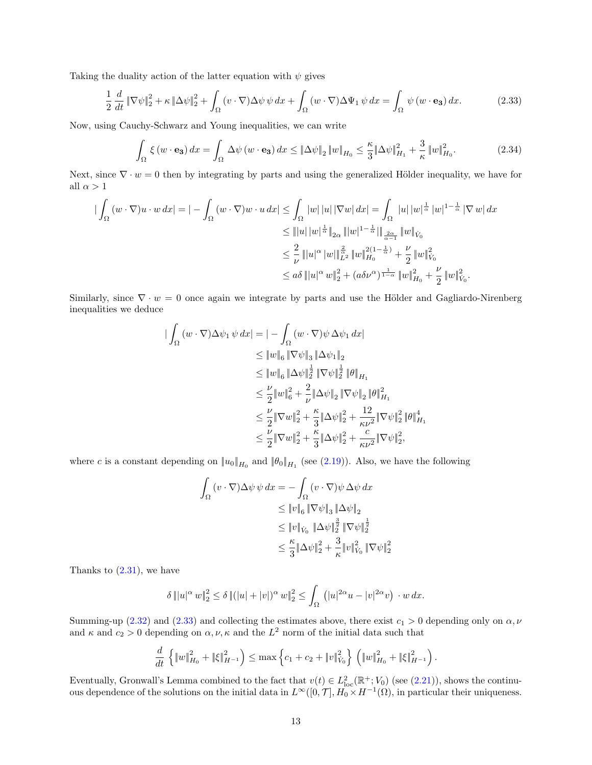Taking the duality action of the latter equation with $\psi$ gives

$$
\frac{1}{2}\frac{d}{dt}\|\nabla\psi\|_2^2 + \kappa\|\Delta\psi\|_2^2 + \int_\Omega (v\cdot\nabla)\Delta\psi\,\psi\,dx + \int_\Omega (w\cdot\nabla)\Delta\Psi_1\,\psi\,dx = \int_\Omega \psi\,(w\cdot\mathbf{e_3})\,dx. \tag{2.33}
$$

Now, using Cauchy-Schwarz and Young inequalities, we can write

$$
\int_\Omega \xi\,(w\cdot\mathbf{e_3})\,dx = \int_\Omega \Delta\psi\,(w\cdot\mathbf{e_3})\,dx \le \|\Delta\psi\|_2\,\|w\|_{H_0} \le \frac{\kappa}{3}\|\Delta\psi\|_{H_1}^2 + \frac{3}{\kappa}\,\|w\|_{H_0}^2. \tag{2.34}
$$

Next, since $\nabla\cdot w = 0$ then by integrating by parts and using the generalized Hölder inequality, we have for all $\alpha > 1$

$$
\begin{aligned}
|\int_\Omega (w\cdot\nabla)u\cdot w\,dx| = |-\int_\Omega (w\cdot\nabla)w\cdot u\,dx| &\le \int_\Omega |w|\,|u|\,|\nabla w|\,dx = \int_\Omega |u|\,|w|^{\frac{1}{\alpha}}\,|w|^{1-\frac{1}{\alpha}}\,|\nabla w|\,dx \\
&\le \||u|\,|w|^{\frac{1}{\alpha}}\|_{2\alpha}\,\||w|^{1-\frac{1}{\alpha}}\|_{\frac{2\alpha}{\alpha-1}}\,\|w\|_{\dot V_0} \\
&\le \frac{2}{\nu}\,\||u|^\alpha\,|w|\|_{L^2}^{\frac{2}{\alpha}}\,\|w\|_{H_0}^{2(1-\frac{1}{\alpha})} + \frac{\nu}{2}\,\|w\|_{\dot V_0}^2 \\
&\le a\delta\,\||u|^\alpha\,w\|_2^2 + (a\delta\nu^\alpha)^{\frac{1}{1-\alpha}}\,\|w\|_{H_0}^2 + \frac{\nu}{2}\,\|w\|_{\dot V_0}^2.
\end{aligned}
$$

Similarly, since $\nabla\cdot w = 0$ once again we integrate by parts and use the Hölder and Gagliardo-Nirenberg inequalities we deduce

$$
\begin{aligned}
|\int_\Omega (w\cdot\nabla)\Delta\psi_1\,\psi\,dx| &= |-\int_\Omega (w\cdot\nabla)\psi\,\Delta\psi_1\,dx| \\
&\le \|w\|_6\,\|\nabla\psi\|_3\,\|\Delta\psi_1\|_2 \\
&\le \|w\|_6\,\|\Delta\psi\|_2^{\frac{1}{2}}\,\|\nabla\psi\|_2^{\frac{1}{2}}\,\|\theta\|_{H_1} \\
&\le \frac{\nu}{2}\|w\|_6^2 + \frac{2}{\nu}\|\Delta\psi\|_2\,\|\nabla\psi\|_2\,\|\theta\|_{H_1}^2 \\
&\le \frac{\nu}{2}\|\nabla w\|_2^2 + \frac{\kappa}{3}\|\Delta\psi\|_2^2 + \frac{12}{\kappa\nu^2}\|\nabla\psi\|_2^2\,\|\theta\|_{H_1}^4 \\
&\le \frac{\nu}{2}\|\nabla w\|_2^2 + \frac{\kappa}{3}\|\Delta\psi\|_2^2 + \frac{c}{\kappa\nu^2}\|\nabla\psi\|_2^2,
\end{aligned}
$$

where $c$ is a constant depending on $\|u_0\|_{H_0}$ and $\|\theta_0\|_{H_1}$ (see (2.19)). Also, we have the following

$$
\begin{aligned}
\int_\Omega (v\cdot\nabla)\Delta\psi\,\psi\,dx &= -\int_\Omega (v\cdot\nabla)\psi\,\Delta\psi\,dx \\
&\le \|v\|_6\,\|\nabla\psi\|_3\,\|\Delta\psi\|_2 \\
&\le \|v\|_{\dot V_0}\,\|\Delta\psi\|_2^{\frac{3}{2}}\,\|\nabla\psi\|_2^{\frac{1}{2}} \\
&\le \frac{\kappa}{3}\|\Delta\psi\|_2^2 + \frac{3}{\kappa}\|v\|_{\dot V_0}^2\,\|\nabla\psi\|_2^2
\end{aligned}
$$

Thanks to (2.31), we have

$$
\delta\,\||u|^\alpha\,w\|_2^2 \le \delta\,\|(|u|+|v|)^\alpha\,w\|_2^2 \le \int_\Omega \left(|u|^{2\alpha}u - |v|^{2\alpha}v\right)\cdot w\,dx.
$$

Summing-up (2.32) and (2.33) and collecting the estimates above, there exist $c_1 > 0$ depending only on $\alpha,\nu$ and $\kappa$ and $c_2 > 0$ depending on $\alpha,\nu,\kappa$ and the $L^2$ norm of the initial data such that

$$
\frac{d}{dt}\left\{\|w\|_{H_0}^2 + \|\xi\|_{H^{-1}}^2\right\} \le \max\left\{c_1 + c_2 + \|v\|_{\dot V_0}^2\right\}\,\left(\|w\|_{H_0}^2 + \|\xi\|_{H^{-1}}^2\right).
$$

Eventually, Gronwall's Lemma combined to the fact that $v(t) \in L^2_{\text{loc}}(\mathbb{R}^+; V_0)$ (see (2.21)), shows the continuous dependence of the solutions on the initial data in $L^\infty([0,\mathcal{T}], H_0\times H^{-1}(\Omega)$, in particular their uniqueness.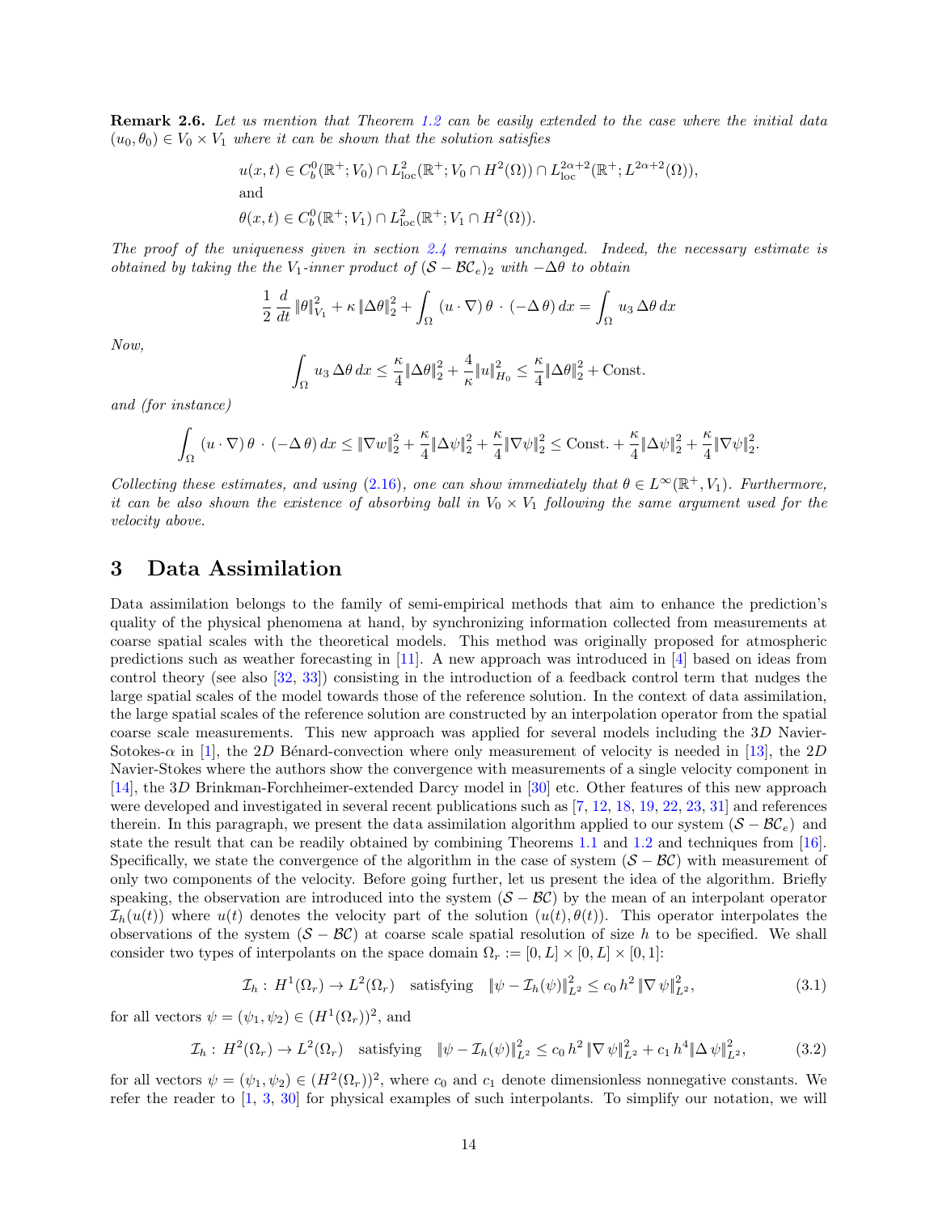**Remark 2.6.** *Let us mention that Theorem 1.2 can be easily extended to the case where the initial data $(u_0, \theta_0) \in V_0 \times V_1$ where it can be shown that the solution satisfies*

$$
\begin{aligned}
& u(x,t) \in C_b^0(\mathbb{R}^+; V_0) \cap L^2_{\text{loc}}(\mathbb{R}^+; V_0 \cap H^2(\Omega)) \cap L^{2\alpha+2}_{\text{loc}}(\mathbb{R}^+; L^{2\alpha+2}(\Omega)), \\
& \text{and} \\
& \theta(x,t) \in C_b^0(\mathbb{R}^+; V_1) \cap L^2_{\text{loc}}(\mathbb{R}^+; V_1 \cap H^2(\Omega)).
\end{aligned}
$$

*The proof of the uniqueness given in section 2.4 remains unchanged. Indeed, the necessary estimate is obtained by taking the the $V_1$-inner product of $(\mathcal{S} - \mathcal{BC}_e)_2$ with $-\Delta\theta$ to obtain*

$$
\frac{1}{2}\frac{d}{dt}\|\theta\|_{V_1}^2 + \kappa\|\Delta\theta\|_2^2 + \int_\Omega (u\cdot\nabla)\,\theta\,\cdot\,(-\Delta\,\theta)\,dx = \int_\Omega u_3\,\Delta\theta\,dx
$$

*Now,*

$$
\int_\Omega u_3\,\Delta\theta\,dx \le \frac{\kappa}{4}\|\Delta\theta\|_2^2 + \frac{4}{\kappa}\|u\|_{H_0}^2 \le \frac{\kappa}{4}\|\Delta\theta\|_2^2 + \text{Const.}
$$

*and (for instance)*

$$
\int_\Omega (u\cdot\nabla)\,\theta\,\cdot\,(-\Delta\,\theta)\,dx \le \|\nabla w\|_2^2 + \frac{\kappa}{4}\|\Delta\psi\|_2^2 + \frac{\kappa}{4}\|\nabla\psi\|_2^2 \le \text{Const.} + \frac{\kappa}{4}\|\Delta\psi\|_2^2 + \frac{\kappa}{4}\|\nabla\psi\|_2^2.
$$

*Collecting these estimates, and using (2.16), one can show immediately that $\theta \in L^\infty(\mathbb{R}^+, V_1)$. Furthermore, it can be also shown the existence of absorbing ball in $V_0 \times V_1$ following the same argument used for the velocity above.*

# 3 Data Assimilation

Data assimilation belongs to the family of semi-empirical methods that aim to enhance the prediction's quality of the physical phenomena at hand, by synchronizing information collected from measurements at coarse spatial scales with the theoretical models. This method was originally proposed for atmospheric predictions such as weather forecasting in [11]. A new approach was introduced in [4] based on ideas from control theory (see also [32, 33]) consisting in the introduction of a feedback control term that nudges the large spatial scales of the model towards those of the reference solution. In the context of data assimilation, the large spatial scales of the reference solution are constructed by an interpolation operator from the spatial coarse scale measurements. This new approach was applied for several models including the $3D$ Navier-Sotokes-$\alpha$ in [1], the $2D$ Bénard-convection where only measurement of velocity is needed in [13], the $2D$ Navier-Stokes where the authors show the convergence with measurements of a single velocity component in [14], the $3D$ Brinkman-Forchheimer-extended Darcy model in [30] etc. Other features of this new approach were developed and investigated in several recent publications such as [7, 12, 18, 19, 22, 23, 31] and references therein. In this paragraph, we present the data assimilation algorithm applied to our system $(\mathcal{S} - \mathcal{BC}_e)$ and state the result that can be readily obtained by combining Theorems 1.1 and 1.2 and techniques from [16]. Specifically, we state the convergence of the algorithm in the case of system $(\mathcal{S} - \mathcal{BC})$ with measurement of only two components of the velocity. Before going further, let us present the idea of the algorithm. Briefly speaking, the observation are introduced into the system $(\mathcal{S} - \mathcal{BC})$ by the mean of an interpolant operator $\mathcal{I}_h(u(t))$ where $u(t)$ denotes the velocity part of the solution $(u(t), \theta(t))$. This operator interpolates the observations of the system $(\mathcal{S} - \mathcal{BC})$ at coarse scale spatial resolution of size $h$ to be specified. We shall consider two types of interpolants on the space domain $\Omega_r := [0, L] \times [0, L] \times [0, 1]$:

$$
\mathcal{I}_h : H^1(\Omega_r) \to L^2(\Omega_r) \quad \text{satisfying} \quad \|\psi - \mathcal{I}_h(\psi)\|_{L^2}^2 \le c_0\,h^2\,\|\nabla\,\psi\|_{L^2}^2, \tag{3.1}
$$

for all vectors $\psi = (\psi_1, \psi_2) \in (H^1(\Omega_r))^2$, and

$$
\mathcal{I}_h : H^2(\Omega_r) \to L^2(\Omega_r) \quad \text{satisfying} \quad \|\psi - \mathcal{I}_h(\psi)\|_{L^2}^2 \le c_0\,h^2\,\|\nabla\,\psi\|_{L^2}^2 + c_1\,h^4\|\Delta\,\psi\|_{L^2}^2, \tag{3.2}
$$

for all vectors $\psi = (\psi_1, \psi_2) \in (H^2(\Omega_r))^2$, where $c_0$ and $c_1$ denote dimensionless nonnegative constants. We refer the reader to [1, 3, 30] for physical examples of such interpolants. To simplify our notation, we will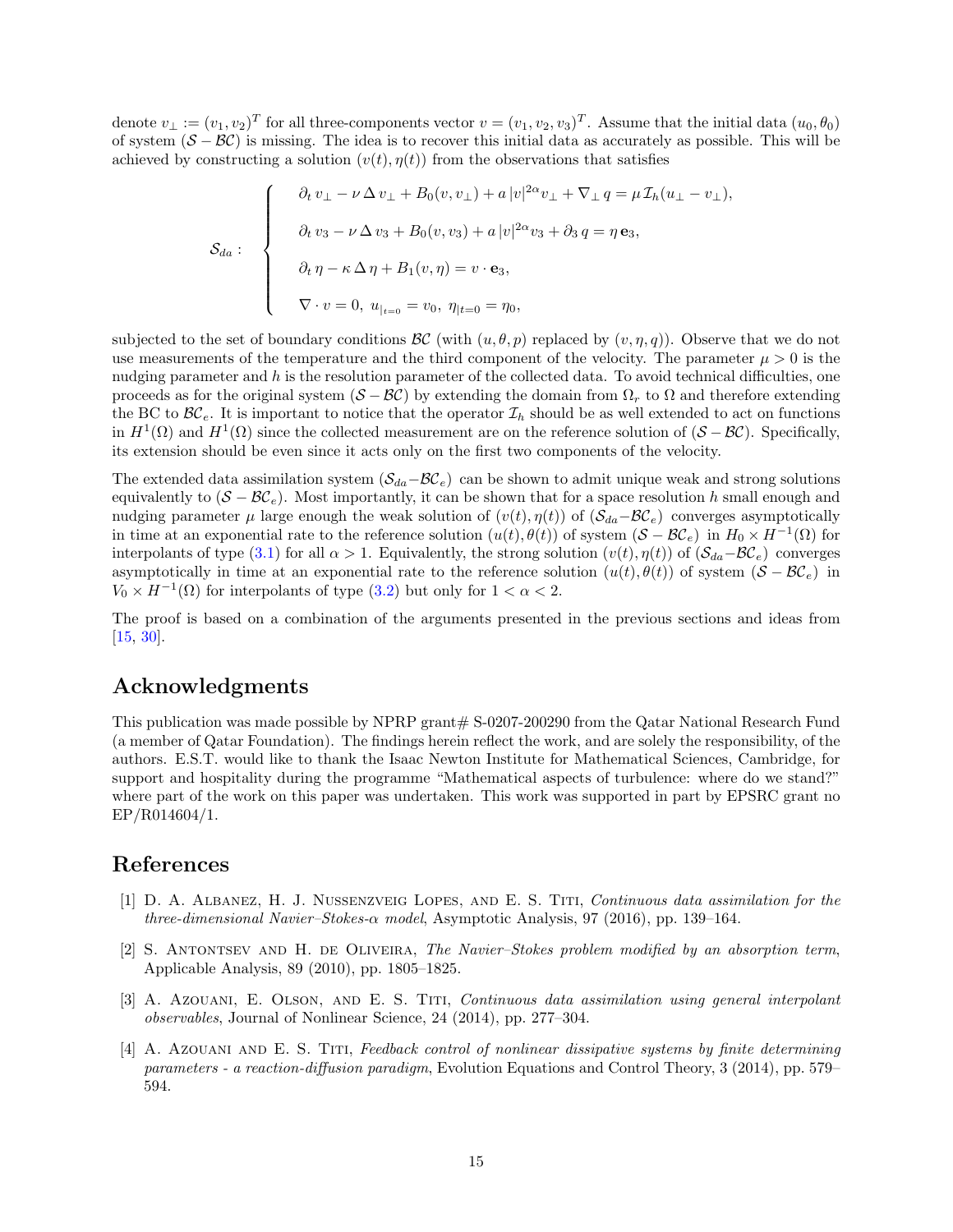denote $v_\perp := (v_1, v_2)^T$ for all three-components vector $v = (v_1, v_2, v_3)^T$. Assume that the initial data $(u_0, \theta_0)$ of system $(\mathcal{S} - \mathcal{BC})$ is missing. The idea is to recover this initial data as accurately as possible. This will be achieved by constructing a solution $(v(t), \eta(t))$ from the observations that satisfies

$$
\mathcal{S}_{da} : \quad \begin{cases}
\partial_t v_\perp - \nu \Delta v_\perp + B_0(v, v_\perp) + a\, |v|^{2\alpha} v_\perp + \nabla_\perp q = \mu\, \mathcal{I}_h(u_\perp - v_\perp), \\[2mm]
\partial_t v_3 - \nu \Delta v_3 + B_0(v, v_3) + a\, |v|^{2\alpha} v_3 + \partial_3 q = \eta\, \mathbf{e}_3, \\[2mm]
\partial_t \eta - \kappa \Delta \eta + B_1(v, \eta) = v \cdot \mathbf{e}_3, \\[2mm]
\nabla \cdot v = 0,\ u_{|_{t=0}} = v_0,\ \eta_{|t=0} = \eta_0,
\end{cases}
$$

subjected to the set of boundary conditions $\mathcal{BC}$ (with $(u, \theta, p)$ replaced by $(v, \eta, q)$). Observe that we do not use measurements of the temperature and the third component of the velocity. The parameter $\mu > 0$ is the nudging parameter and $h$ is the resolution parameter of the collected data. To avoid technical difficulties, one proceeds as for the original system $(\mathcal{S} - \mathcal{BC})$ by extending the domain from $\Omega_r$ to $\Omega$ and therefore extending the BC to $\mathcal{BC}_e$. It is important to notice that the operator $\mathcal{I}_h$ should be as well extended to act on functions in $H^1(\Omega)$ and $H^1(\Omega)$ since the collected measurement are on the reference solution of $(\mathcal{S} - \mathcal{BC})$. Specifically, its extension should be even since it acts only on the first two components of the velocity.

The extended data assimilation system $(\mathcal{S}_{da} - \mathcal{BC}_e)$ can be shown to admit unique weak and strong solutions equivalently to $(\mathcal{S} - \mathcal{BC}_e)$. Most importantly, it can be shown that for a space resolution $h$ small enough and nudging parameter $\mu$ large enough the weak solution of $(v(t), \eta(t))$ of $(\mathcal{S}_{da} - \mathcal{BC}_e)$ converges asymptotically in time at an exponential rate to the reference solution $(u(t), \theta(t))$ of system $(\mathcal{S} - \mathcal{BC}_e)$ in $H_0 \times H^{-1}(\Omega)$ for interpolants of type (3.1) for all $\alpha > 1$. Equivalently, the strong solution $(v(t), \eta(t))$ of $(\mathcal{S}_{da} - \mathcal{BC}_e)$ converges asymptotically in time at an exponential rate to the reference solution $(u(t), \theta(t))$ of system $(\mathcal{S} - \mathcal{BC}_e)$ in $V_0 \times H^{-1}(\Omega)$ for interpolants of type (3.2) but only for $1 < \alpha < 2$.

The proof is based on a combination of the arguments presented in the previous sections and ideas from [15, 30].

## Acknowledgments

This publication was made possible by NPRP grant# S-0207-200290 from the Qatar National Research Fund (a member of Qatar Foundation). The findings herein reflect the work, and are solely the responsibility, of the authors. E.S.T. would like to thank the Isaac Newton Institute for Mathematical Sciences, Cambridge, for support and hospitality during the programme "Mathematical aspects of turbulence: where do we stand?" where part of the work on this paper was undertaken. This work was supported in part by EPSRC grant no EP/R014604/1.

## References

[1] D. A. Albanez, H. J. Nussenzveig Lopes, and E. S. Titi, *Continuous data assimilation for the three-dimensional Navier–Stokes-α model*, Asymptotic Analysis, 97 (2016), pp. 139–164.

[2] S. Antontsev and H. de Oliveira, *The Navier–Stokes problem modified by an absorption term*, Applicable Analysis, 89 (2010), pp. 1805–1825.

[3] A. Azouani, E. Olson, and E. S. Titi, *Continuous data assimilation using general interpolant observables*, Journal of Nonlinear Science, 24 (2014), pp. 277–304.

[4] A. Azouani and E. S. Titi, *Feedback control of nonlinear dissipative systems by finite determining parameters - a reaction-diffusion paradigm*, Evolution Equations and Control Theory, 3 (2014), pp. 579–594.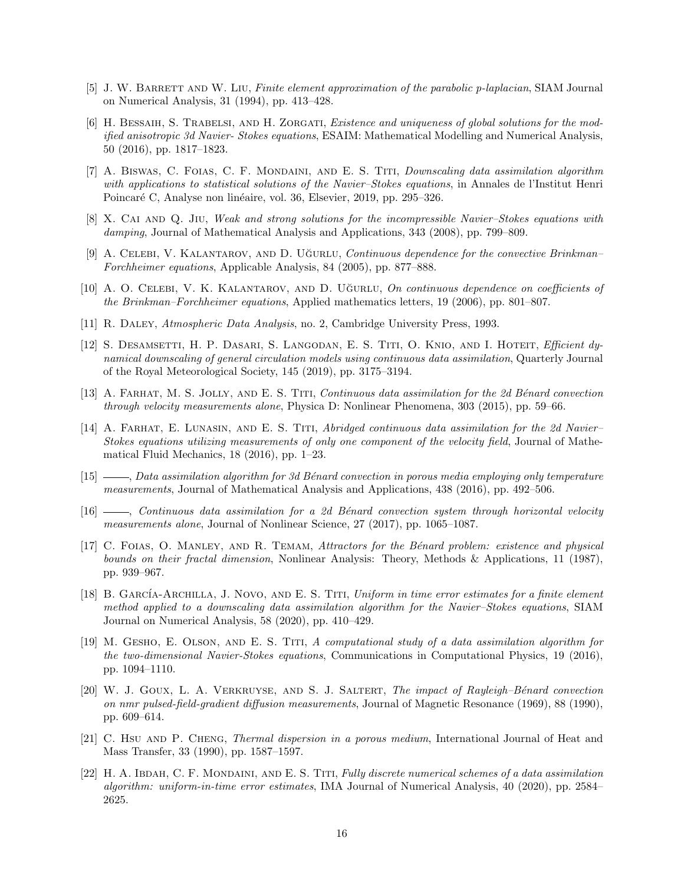[5] J. W. Barrett and W. Liu, *Finite element approximation of the parabolic p-laplacian*, SIAM Journal on Numerical Analysis, 31 (1994), pp. 413–428.

[6] H. Bessaih, S. Trabelsi, and H. Zorgati, *Existence and uniqueness of global solutions for the modified anisotropic 3d Navier- Stokes equations*, ESAIM: Mathematical Modelling and Numerical Analysis, 50 (2016), pp. 1817–1823.

[7] A. Biswas, C. Foias, C. F. Mondaini, and E. S. Titi, *Downscaling data assimilation algorithm with applications to statistical solutions of the Navier–Stokes equations*, in Annales de l'Institut Henri Poincaré C, Analyse non linéaire, vol. 36, Elsevier, 2019, pp. 295–326.

[8] X. Cai and Q. Jiu, *Weak and strong solutions for the incompressible Navier–Stokes equations with damping*, Journal of Mathematical Analysis and Applications, 343 (2008), pp. 799–809.

[9] A. Celebi, V. Kalantarov, and D. Uğurlu, *Continuous dependence for the convective Brinkman–Forchheimer equations*, Applicable Analysis, 84 (2005), pp. 877–888.

[10] A. O. Celebi, V. K. Kalantarov, and D. Uğurlu, *On continuous dependence on coefficients of the Brinkman–Forchheimer equations*, Applied mathematics letters, 19 (2006), pp. 801–807.

[11] R. Daley, *Atmospheric Data Analysis*, no. 2, Cambridge University Press, 1993.

[12] S. Desamsetti, H. P. Dasari, S. Langodan, E. S. Titi, O. Knio, and I. Hoteit, *Efficient dynamical downscaling of general circulation models using continuous data assimilation*, Quarterly Journal of the Royal Meteorological Society, 145 (2019), pp. 3175–3194.

[13] A. Farhat, M. S. Jolly, and E. S. Titi, *Continuous data assimilation for the 2d Bénard convection through velocity measurements alone*, Physica D: Nonlinear Phenomena, 303 (2015), pp. 59–66.

[14] A. Farhat, E. Lunasin, and E. S. Titi, *Abridged continuous data assimilation for the 2d Navier–Stokes equations utilizing measurements of only one component of the velocity field*, Journal of Mathematical Fluid Mechanics, 18 (2016), pp. 1–23.

[15] ——, *Data assimilation algorithm for 3d Bénard convection in porous media employing only temperature measurements*, Journal of Mathematical Analysis and Applications, 438 (2016), pp. 492–506.

[16] ——, *Continuous data assimilation for a 2d Bénard convection system through horizontal velocity measurements alone*, Journal of Nonlinear Science, 27 (2017), pp. 1065–1087.

[17] C. Foias, O. Manley, and R. Temam, *Attractors for the Bénard problem: existence and physical bounds on their fractal dimension*, Nonlinear Analysis: Theory, Methods & Applications, 11 (1987), pp. 939–967.

[18] B. García-Archilla, J. Novo, and E. S. Titi, *Uniform in time error estimates for a finite element method applied to a downscaling data assimilation algorithm for the Navier–Stokes equations*, SIAM Journal on Numerical Analysis, 58 (2020), pp. 410–429.

[19] M. Gesho, E. Olson, and E. S. Titi, *A computational study of a data assimilation algorithm for the two-dimensional Navier-Stokes equations*, Communications in Computational Physics, 19 (2016), pp. 1094–1110.

[20] W. J. Goux, L. A. Verkruyse, and S. J. Saltert, *The impact of Rayleigh–Bénard convection on nmr pulsed-field-gradient diffusion measurements*, Journal of Magnetic Resonance (1969), 88 (1990), pp. 609–614.

[21] C. Hsu and P. Cheng, *Thermal dispersion in a porous medium*, International Journal of Heat and Mass Transfer, 33 (1990), pp. 1587–1597.

[22] H. A. Ibdah, C. F. Mondaini, and E. S. Titi, *Fully discrete numerical schemes of a data assimilation algorithm: uniform-in-time error estimates*, IMA Journal of Numerical Analysis, 40 (2020), pp. 2584–2625.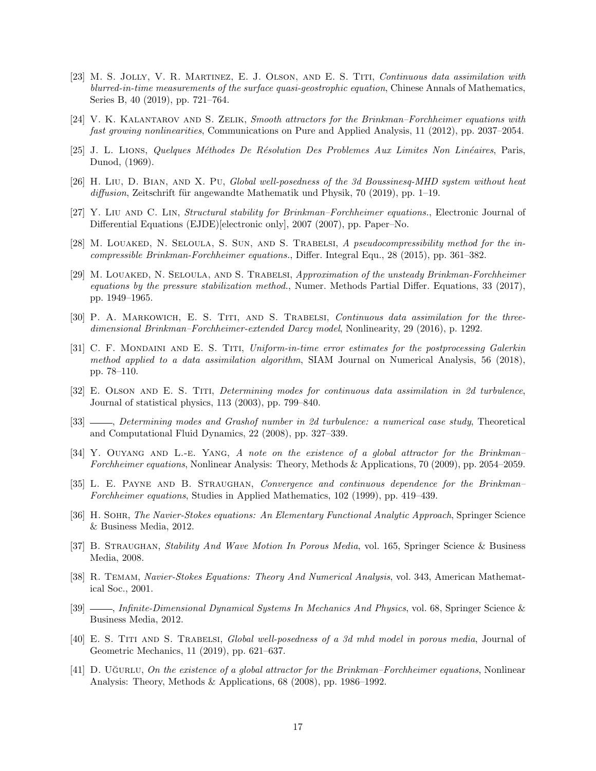[23] M. S. Jolly, V. R. Martinez, E. J. Olson, and E. S. Titi, *Continuous data assimilation with blurred-in-time measurements of the surface quasi-geostrophic equation*, Chinese Annals of Mathematics, Series B, 40 (2019), pp. 721–764.

[24] V. K. Kalantarov and S. Zelik, *Smooth attractors for the Brinkman–Forchheimer equations with fast growing nonlinearities*, Communications on Pure and Applied Analysis, 11 (2012), pp. 2037–2054.

[25] J. L. Lions, *Quelques Méthodes De Résolution Des Problemes Aux Limites Non Linéaires*, Paris, Dunod, (1969).

[26] H. Liu, D. Bian, and X. Pu, *Global well-posedness of the 3d Boussinesq-MHD system without heat diffusion*, Zeitschrift für angewandte Mathematik und Physik, 70 (2019), pp. 1–19.

[27] Y. Liu and C. Lin, *Structural stability for Brinkman–Forchheimer equations.*, Electronic Journal of Differential Equations (EJDE)[electronic only], 2007 (2007), pp. Paper–No.

[28] M. Louaked, N. Seloula, S. Sun, and S. Trabelsi, *A pseudocompressibility method for the incompressible Brinkman-Forchheimer equations.*, Differ. Integral Equ., 28 (2015), pp. 361–382.

[29] M. Louaked, N. Seloula, and S. Trabelsi, *Approximation of the unsteady Brinkman-Forchheimer equations by the pressure stabilization method.*, Numer. Methods Partial Differ. Equations, 33 (2017), pp. 1949–1965.

[30] P. A. Markowich, E. S. Titi, and S. Trabelsi, *Continuous data assimilation for the three-dimensional Brinkman–Forchheimer-extended Darcy model*, Nonlinearity, 29 (2016), p. 1292.

[31] C. F. Mondaini and E. S. Titi, *Uniform-in-time error estimates for the postprocessing Galerkin method applied to a data assimilation algorithm*, SIAM Journal on Numerical Analysis, 56 (2018), pp. 78–110.

[32] E. Olson and E. S. Titi, *Determining modes for continuous data assimilation in 2d turbulence*, Journal of statistical physics, 113 (2003), pp. 799–840.

[33] ———, *Determining modes and Grashof number in 2d turbulence: a numerical case study*, Theoretical and Computational Fluid Dynamics, 22 (2008), pp. 327–339.

[34] Y. Ouyang and L.-e. Yang, *A note on the existence of a global attractor for the Brinkman–Forchheimer equations*, Nonlinear Analysis: Theory, Methods & Applications, 70 (2009), pp. 2054–2059.

[35] L. E. Payne and B. Straughan, *Convergence and continuous dependence for the Brinkman–Forchheimer equations*, Studies in Applied Mathematics, 102 (1999), pp. 419–439.

[36] H. Sohr, *The Navier-Stokes equations: An Elementary Functional Analytic Approach*, Springer Science & Business Media, 2012.

[37] B. Straughan, *Stability And Wave Motion In Porous Media*, vol. 165, Springer Science & Business Media, 2008.

[38] R. Temam, *Navier-Stokes Equations: Theory And Numerical Analysis*, vol. 343, American Mathematical Soc., 2001.

[39] ———, *Infinite-Dimensional Dynamical Systems In Mechanics And Physics*, vol. 68, Springer Science & Business Media, 2012.

[40] E. S. Titi and S. Trabelsi, *Global well-posedness of a 3d mhd model in porous media*, Journal of Geometric Mechanics, 11 (2019), pp. 621–637.

[41] D. Uğurlu, *On the existence of a global attractor for the Brinkman–Forchheimer equations*, Nonlinear Analysis: Theory, Methods & Applications, 68 (2008), pp. 1986–1992.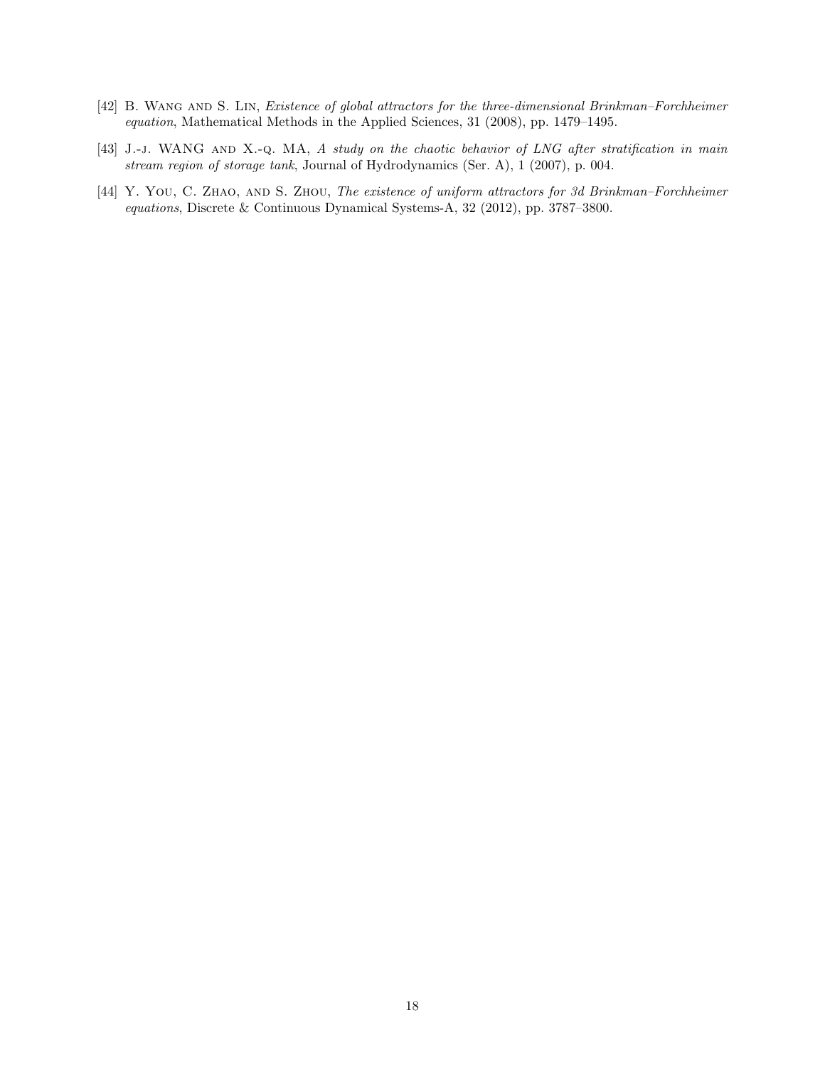[42] B. Wang and S. Lin, *Existence of global attractors for the three-dimensional Brinkman–Forchheimer equation*, Mathematical Methods in the Applied Sciences, 31 (2008), pp. 1479–1495.

[43] J.-J. WANG and X.-Q. MA, *A study on the chaotic behavior of LNG after stratification in main stream region of storage tank*, Journal of Hydrodynamics (Ser. A), 1 (2007), p. 004.

[44] Y. You, C. Zhao, and S. Zhou, *The existence of uniform attractors for 3d Brinkman–Forchheimer equations*, Discrete & Continuous Dynamical Systems-A, 32 (2012), pp. 3787–3800.